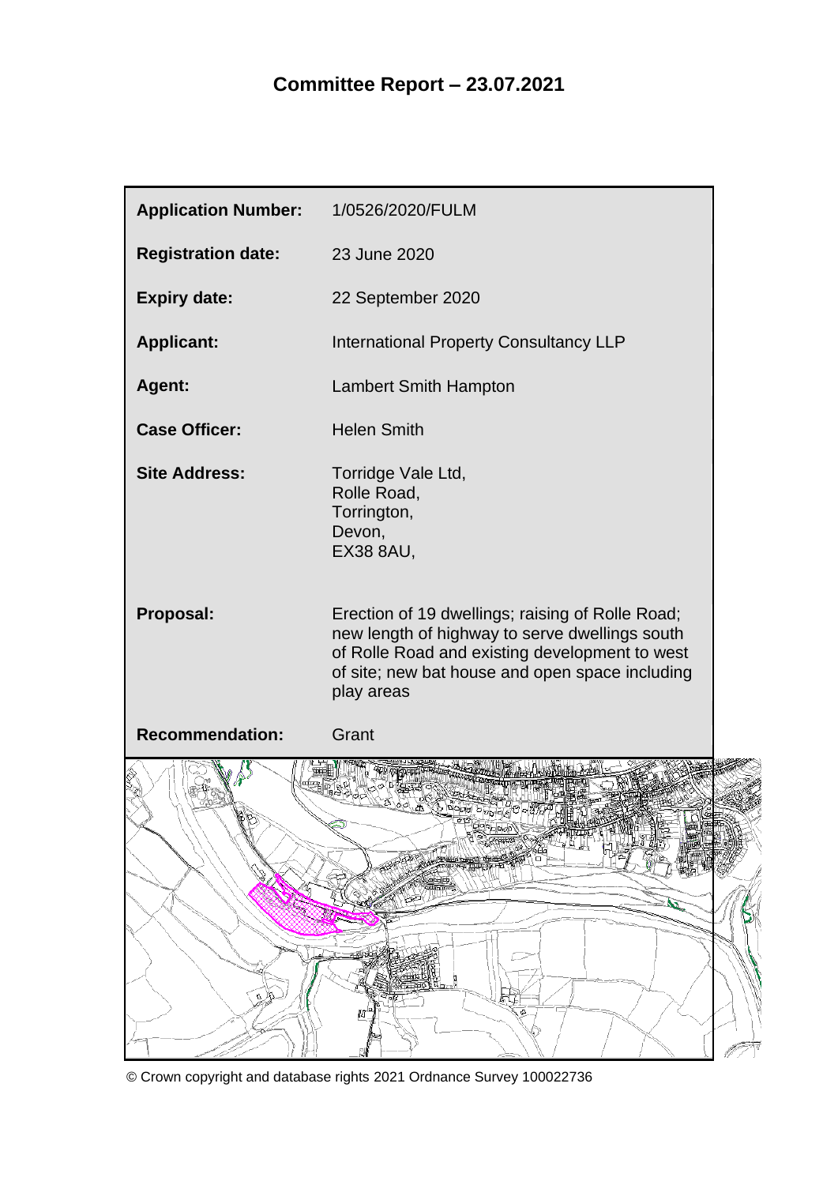# Committee Report – 23.07.2021

| | |
|---|---|
| **Application Number:** | 1/0526/2020/FULM |
| **Registration date:** | 23 June 2020 |
| **Expiry date:** | 22 September 2020 |
| **Applicant:** | International Property Consultancy LLP |
| **Agent:** | Lambert Smith Hampton |
| **Case Officer:** | Helen Smith |
| **Site Address:** | Torridge Vale Ltd, Rolle Road, Torrington, Devon, EX38 8AU, |
| **Proposal:** | Erection of 19 dwellings; raising of Rolle Road; new length of highway to serve dwellings south of Rolle Road and existing development to west of site; new bat house and open space including play areas |
| **Recommendation:** | Grant |

© Crown copyright and database rights 2021 Ordnance Survey 100022736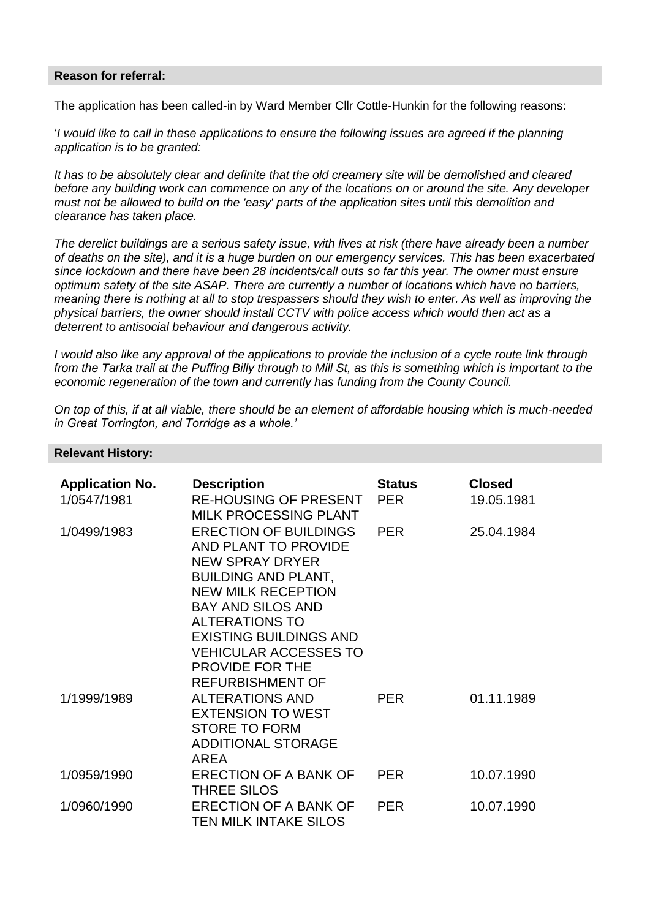**Reason for referral:**

The application has been called-in by Ward Member Cllr Cottle-Hunkin for the following reasons:

'*I would like to call in these applications to ensure the following issues are agreed if the planning application is to be granted:*

*It has to be absolutely clear and definite that the old creamery site will be demolished and cleared before any building work can commence on any of the locations on or around the site. Any developer must not be allowed to build on the 'easy' parts of the application sites until this demolition and clearance has taken place.*

*The derelict buildings are a serious safety issue, with lives at risk (there have already been a number of deaths on the site), and it is a huge burden on our emergency services. This has been exacerbated since lockdown and there have been 28 incidents/call outs so far this year. The owner must ensure optimum safety of the site ASAP. There are currently a number of locations which have no barriers, meaning there is nothing at all to stop trespassers should they wish to enter. As well as improving the physical barriers, the owner should install CCTV with police access which would then act as a deterrent to antisocial behaviour and dangerous activity.*

*I would also like any approval of the applications to provide the inclusion of a cycle route link through from the Tarka trail at the Puffing Billy through to Mill St, as this is something which is important to the economic regeneration of the town and currently has funding from the County Council.*

*On top of this, if at all viable, there should be an element of affordable housing which is much-needed in Great Torrington, and Torridge as a whole.*'

**Relevant History:**

| Application No. | Description | Status | Closed |
|---|---|---|---|
| 1/0547/1981 | RE-HOUSING OF PRESENT MILK PROCESSING PLANT | PER | 19.05.1981 |
| 1/0499/1983 | ERECTION OF BUILDINGS AND PLANT TO PROVIDE NEW SPRAY DRYER BUILDING AND PLANT, NEW MILK RECEPTION BAY AND SILOS AND ALTERATIONS TO EXISTING BUILDINGS AND VEHICULAR ACCESSES TO PROVIDE FOR THE REFURBISHMENT OF | PER | 25.04.1984 |
| 1/1999/1989 | ALTERATIONS AND EXTENSION TO WEST STORE TO FORM ADDITIONAL STORAGE AREA | PER | 01.11.1989 |
| 1/0959/1990 | ERECTION OF A BANK OF THREE SILOS | PER | 10.07.1990 |
| 1/0960/1990 | ERECTION OF A BANK OF TEN MILK INTAKE SILOS | PER | 10.07.1990 |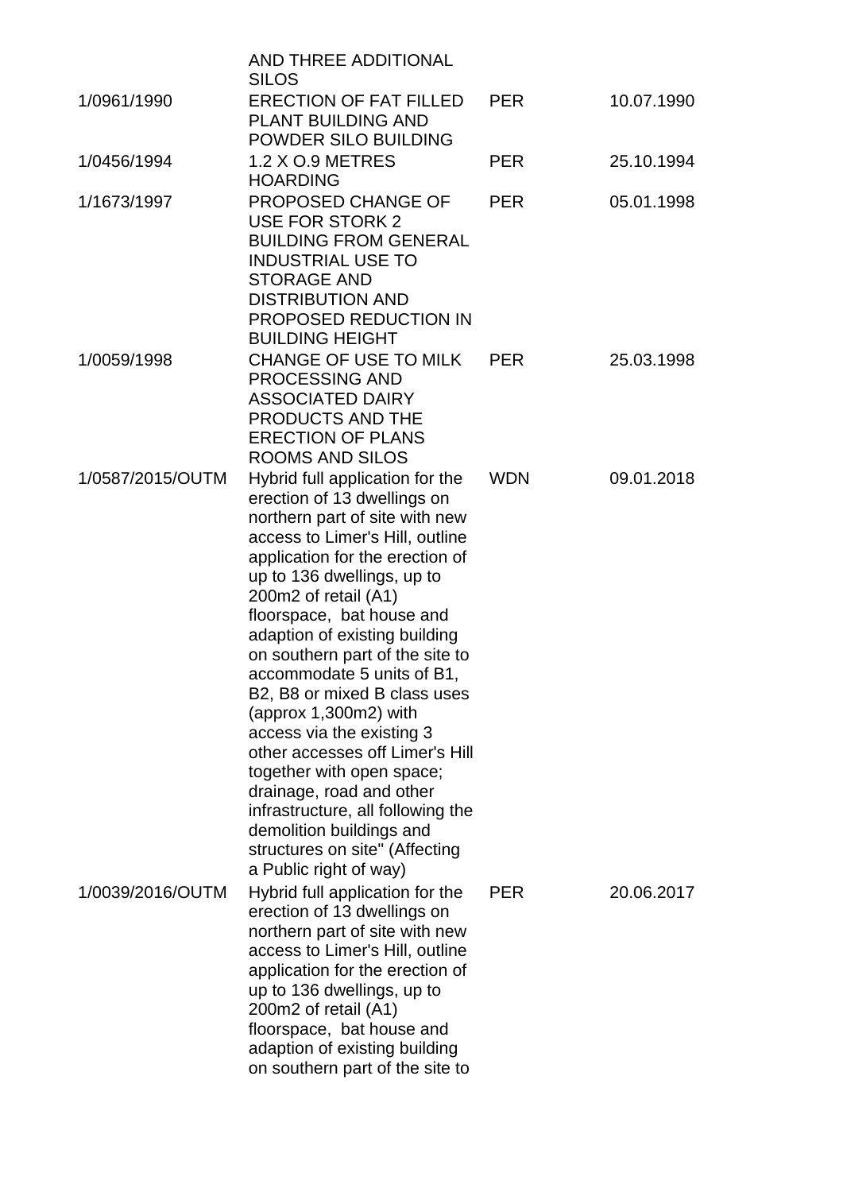| | AND THREE ADDITIONAL SILOS | | |
|---|---|---|---|
| 1/0961/1990 | ERECTION OF FAT FILLED PLANT BUILDING AND POWDER SILO BUILDING | PER | 10.07.1990 |
| 1/0456/1994 | 1.2 X O.9 METRES HOARDING | PER | 25.10.1994 |
| 1/1673/1997 | PROPOSED CHANGE OF USE FOR STORK 2 BUILDING FROM GENERAL INDUSTRIAL USE TO STORAGE AND DISTRIBUTION AND PROPOSED REDUCTION IN BUILDING HEIGHT | PER | 05.01.1998 |
| 1/0059/1998 | CHANGE OF USE TO MILK PROCESSING AND ASSOCIATED DAIRY PRODUCTS AND THE ERECTION OF PLANS ROOMS AND SILOS | PER | 25.03.1998 |
| 1/0587/2015/OUTM | Hybrid full application for the erection of 13 dwellings on northern part of site with new access to Limer's Hill, outline application for the erection of up to 136 dwellings, up to 200m2 of retail (A1) floorspace, bat house and adaption of existing building on southern part of the site to accommodate 5 units of B1, B2, B8 or mixed B class uses (approx 1,300m2) with access via the existing 3 other accesses off Limer's Hill together with open space; drainage, road and other infrastructure, all following the demolition buildings and structures on site" (Affecting a Public right of way) | WDN | 09.01.2018 |
| 1/0039/2016/OUTM | Hybrid full application for the erection of 13 dwellings on northern part of site with new access to Limer's Hill, outline application for the erection of up to 136 dwellings, up to 200m2 of retail (A1) floorspace, bat house and adaption of existing building on southern part of the site to | PER | 20.06.2017 |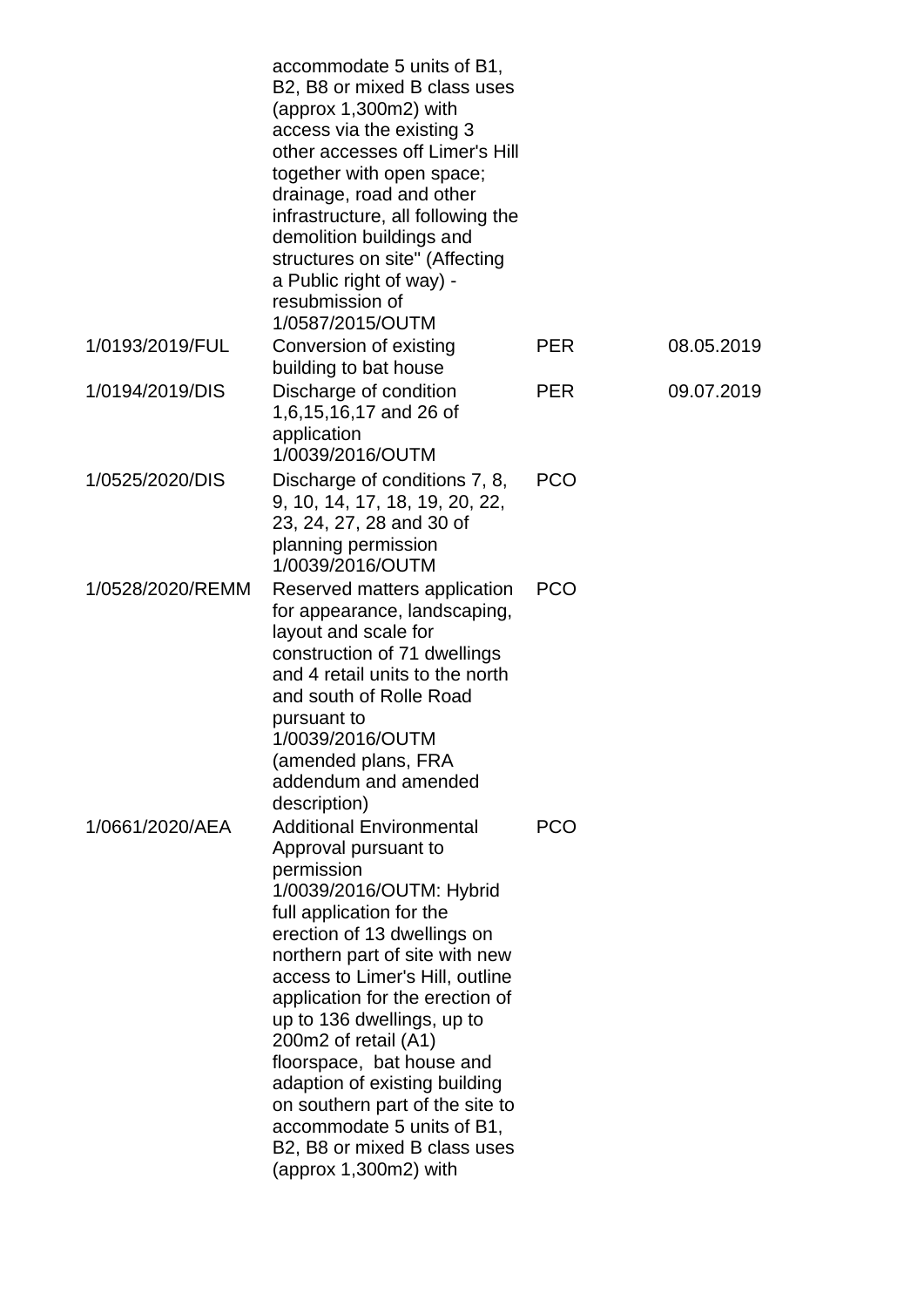| | | | |
|---|---|---|---|
| | accommodate 5 units of B1, B2, B8 or mixed B class uses (approx 1,300m2) with access via the existing 3 other accesses off Limer's Hill together with open space; drainage, road and other infrastructure, all following the demolition buildings and structures on site" (Affecting a Public right of way) - resubmission of 1/0587/2015/OUTM | | |
| 1/0193/2019/FUL | Conversion of existing building to bat house | PER | 08.05.2019 |
| 1/0194/2019/DIS | Discharge of condition 1,6,15,16,17 and 26 of application 1/0039/2016/OUTM | PER | 09.07.2019 |
| 1/0525/2020/DIS | Discharge of conditions 7, 8, 9, 10, 14, 17, 18, 19, 20, 22, 23, 24, 27, 28 and 30 of planning permission 1/0039/2016/OUTM | PCO | |
| 1/0528/2020/REMM | Reserved matters application for appearance, landscaping, layout and scale for construction of 71 dwellings and 4 retail units to the north and south of Rolle Road pursuant to 1/0039/2016/OUTM (amended plans, FRA addendum and amended description) | PCO | |
| 1/0661/2020/AEA | Additional Environmental Approval pursuant to permission 1/0039/2016/OUTM: Hybrid full application for the erection of 13 dwellings on northern part of site with new access to Limer's Hill, outline application for the erection of up to 136 dwellings, up to 200m2 of retail (A1) floorspace, bat house and adaption of existing building on southern part of the site to accommodate 5 units of B1, B2, B8 or mixed B class uses (approx 1,300m2) with | PCO | |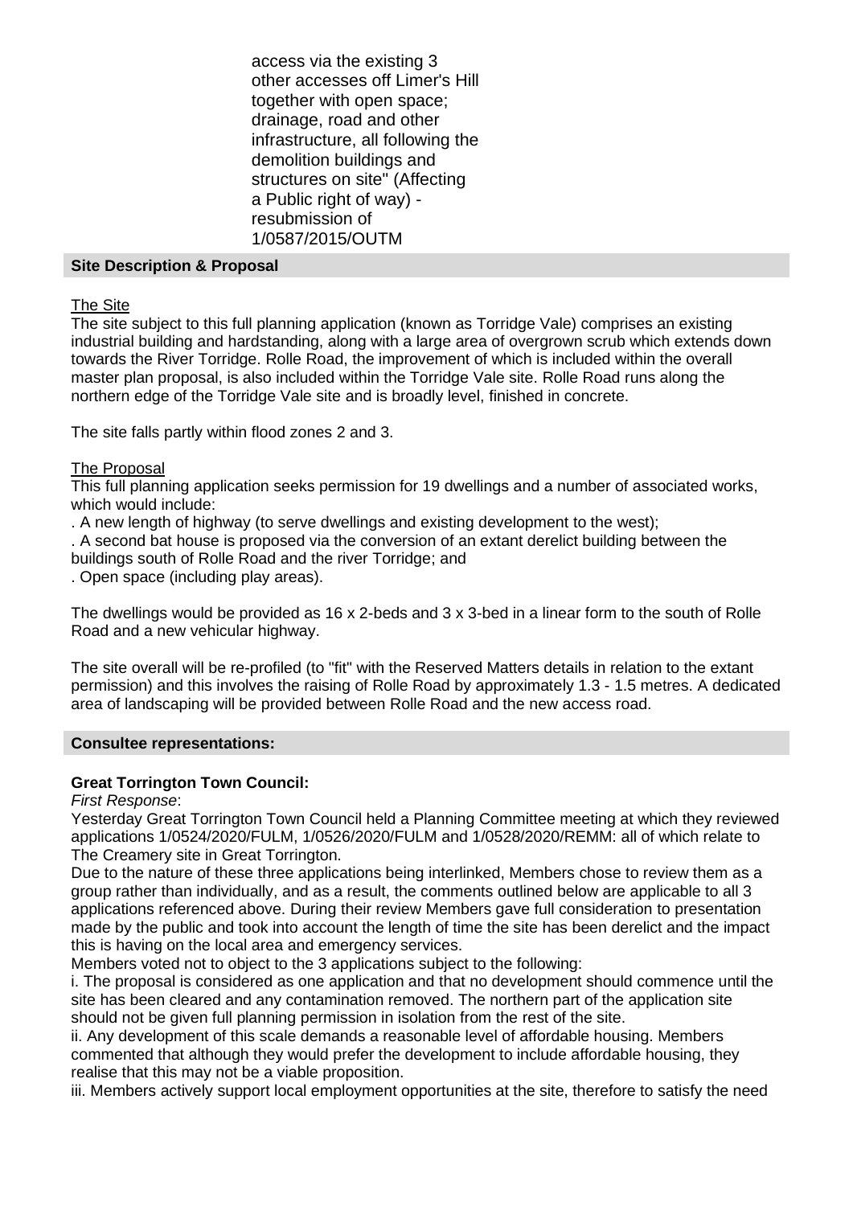access via the existing 3 other accesses off Limer's Hill together with open space; drainage, road and other infrastructure, all following the demolition buildings and structures on site" (Affecting a Public right of way) - resubmission of 1/0587/2015/OUTM

## Site Description & Proposal

The Site

The site subject to this full planning application (known as Torridge Vale) comprises an existing industrial building and hardstanding, along with a large area of overgrown scrub which extends down towards the River Torridge. Rolle Road, the improvement of which is included within the overall master plan proposal, is also included within the Torridge Vale site. Rolle Road runs along the northern edge of the Torridge Vale site and is broadly level, finished in concrete.

The site falls partly within flood zones 2 and 3.

The Proposal

This full planning application seeks permission for 19 dwellings and a number of associated works, which would include:

. A new length of highway (to serve dwellings and existing development to the west);

. A second bat house is proposed via the conversion of an extant derelict building between the buildings south of Rolle Road and the river Torridge; and

. Open space (including play areas).

The dwellings would be provided as 16 x 2-beds and 3 x 3-bed in a linear form to the south of Rolle Road and a new vehicular highway.

The site overall will be re-profiled (to "fit" with the Reserved Matters details in relation to the extant permission) and this involves the raising of Rolle Road by approximately 1.3 - 1.5 metres. A dedicated area of landscaping will be provided between Rolle Road and the new access road.

## Consultee representations:

**Great Torrington Town Council:**

*First Response*:

Yesterday Great Torrington Town Council held a Planning Committee meeting at which they reviewed applications 1/0524/2020/FULM, 1/0526/2020/FULM and 1/0528/2020/REMM: all of which relate to The Creamery site in Great Torrington.

Due to the nature of these three applications being interlinked, Members chose to review them as a group rather than individually, and as a result, the comments outlined below are applicable to all 3 applications referenced above. During their review Members gave full consideration to presentation made by the public and took into account the length of time the site has been derelict and the impact this is having on the local area and emergency services.

Members voted not to object to the 3 applications subject to the following:

i. The proposal is considered as one application and that no development should commence until the site has been cleared and any contamination removed. The northern part of the application site should not be given full planning permission in isolation from the rest of the site.

ii. Any development of this scale demands a reasonable level of affordable housing. Members commented that although they would prefer the development to include affordable housing, they realise that this may not be a viable proposition.

iii. Members actively support local employment opportunities at the site, therefore to satisfy the need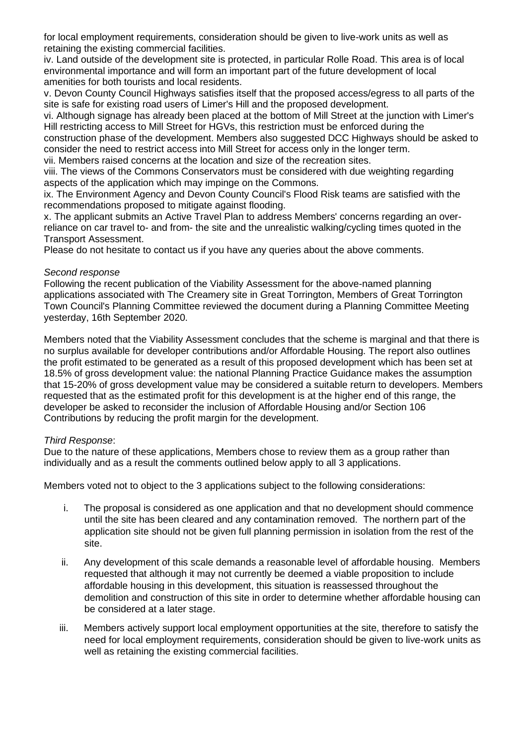for local employment requirements, consideration should be given to live-work units as well as retaining the existing commercial facilities.

iv. Land outside of the development site is protected, in particular Rolle Road. This area is of local environmental importance and will form an important part of the future development of local amenities for both tourists and local residents.

v. Devon County Council Highways satisfies itself that the proposed access/egress to all parts of the site is safe for existing road users of Limer's Hill and the proposed development.

vi. Although signage has already been placed at the bottom of Mill Street at the junction with Limer's Hill restricting access to Mill Street for HGVs, this restriction must be enforced during the construction phase of the development. Members also suggested DCC Highways should be asked to consider the need to restrict access into Mill Street for access only in the longer term.

vii. Members raised concerns at the location and size of the recreation sites.

viii. The views of the Commons Conservators must be considered with due weighting regarding aspects of the application which may impinge on the Commons.

ix. The Environment Agency and Devon County Council's Flood Risk teams are satisfied with the recommendations proposed to mitigate against flooding.

x. The applicant submits an Active Travel Plan to address Members' concerns regarding an over-reliance on car travel to- and from- the site and the unrealistic walking/cycling times quoted in the Transport Assessment.

Please do not hesitate to contact us if you have any queries about the above comments.

*Second response*

Following the recent publication of the Viability Assessment for the above-named planning applications associated with The Creamery site in Great Torrington, Members of Great Torrington Town Council's Planning Committee reviewed the document during a Planning Committee Meeting yesterday, 16th September 2020.

Members noted that the Viability Assessment concludes that the scheme is marginal and that there is no surplus available for developer contributions and/or Affordable Housing. The report also outlines the profit estimated to be generated as a result of this proposed development which has been set at 18.5% of gross development value: the national Planning Practice Guidance makes the assumption that 15-20% of gross development value may be considered a suitable return to developers. Members requested that as the estimated profit for this development is at the higher end of this range, the developer be asked to reconsider the inclusion of Affordable Housing and/or Section 106 Contributions by reducing the profit margin for the development.

*Third Response*:

Due to the nature of these applications, Members chose to review them as a group rather than individually and as a result the comments outlined below apply to all 3 applications.

Members voted not to object to the 3 applications subject to the following considerations:

i. The proposal is considered as one application and that no development should commence until the site has been cleared and any contamination removed. The northern part of the application site should not be given full planning permission in isolation from the rest of the site.

ii. Any development of this scale demands a reasonable level of affordable housing. Members requested that although it may not currently be deemed a viable proposition to include affordable housing in this development, this situation is reassessed throughout the demolition and construction of this site in order to determine whether affordable housing can be considered at a later stage.

iii. Members actively support local employment opportunities at the site, therefore to satisfy the need for local employment requirements, consideration should be given to live-work units as well as retaining the existing commercial facilities.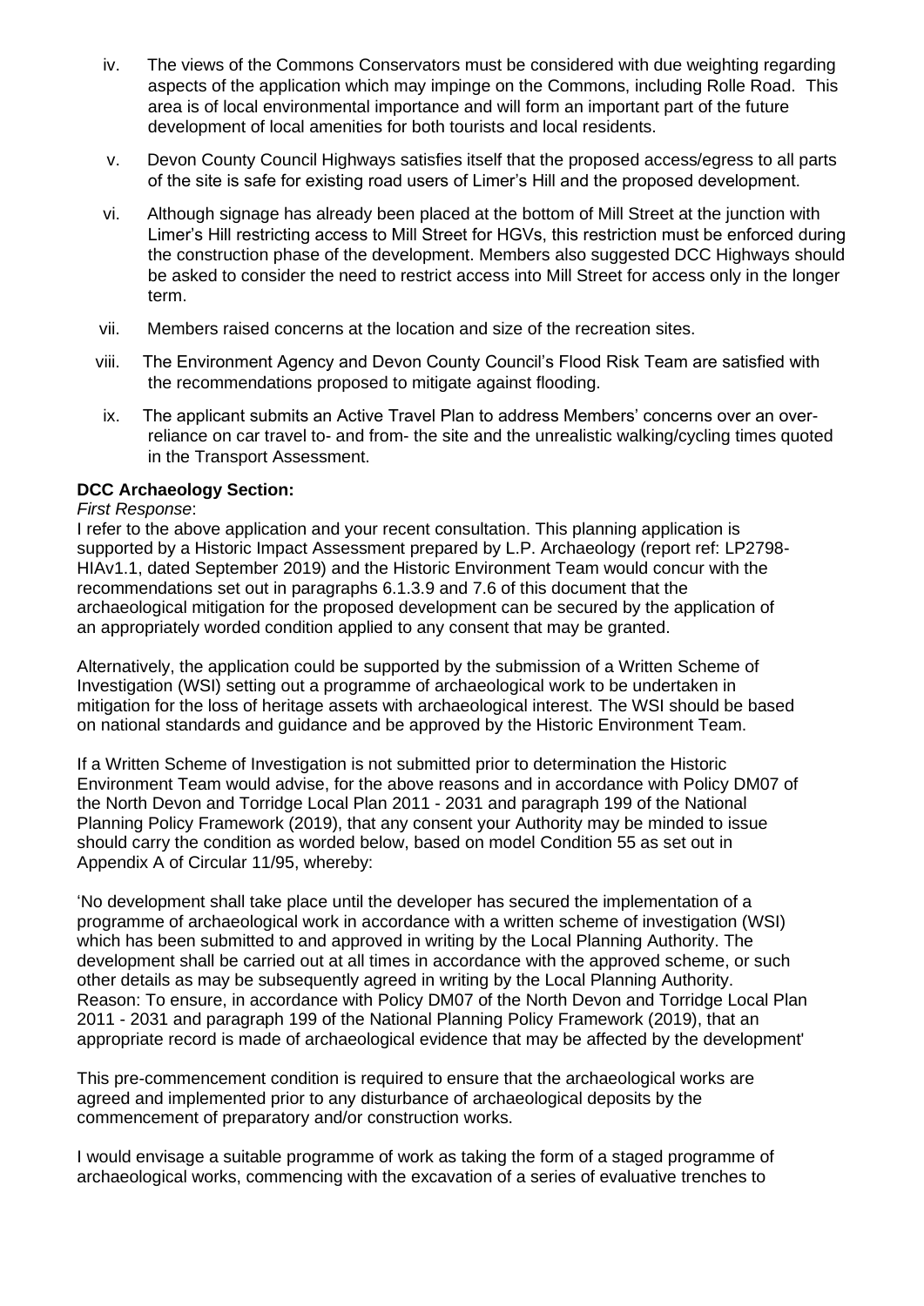iv. The views of the Commons Conservators must be considered with due weighting regarding aspects of the application which may impinge on the Commons, including Rolle Road. This area is of local environmental importance and will form an important part of the future development of local amenities for both tourists and local residents.

v. Devon County Council Highways satisfies itself that the proposed access/egress to all parts of the site is safe for existing road users of Limer's Hill and the proposed development.

vi. Although signage has already been placed at the bottom of Mill Street at the junction with Limer's Hill restricting access to Mill Street for HGVs, this restriction must be enforced during the construction phase of the development. Members also suggested DCC Highways should be asked to consider the need to restrict access into Mill Street for access only in the longer term.

vii. Members raised concerns at the location and size of the recreation sites.

viii. The Environment Agency and Devon County Council's Flood Risk Team are satisfied with the recommendations proposed to mitigate against flooding.

ix. The applicant submits an Active Travel Plan to address Members' concerns over an over-reliance on car travel to- and from- the site and the unrealistic walking/cycling times quoted in the Transport Assessment.

**DCC Archaeology Section:**

*First Response*:

I refer to the above application and your recent consultation. This planning application is supported by a Historic Impact Assessment prepared by L.P. Archaeology (report ref: LP2798-HIAv1.1, dated September 2019) and the Historic Environment Team would concur with the recommendations set out in paragraphs 6.1.3.9 and 7.6 of this document that the archaeological mitigation for the proposed development can be secured by the application of an appropriately worded condition applied to any consent that may be granted.

Alternatively, the application could be supported by the submission of a Written Scheme of Investigation (WSI) setting out a programme of archaeological work to be undertaken in mitigation for the loss of heritage assets with archaeological interest. The WSI should be based on national standards and guidance and be approved by the Historic Environment Team.

If a Written Scheme of Investigation is not submitted prior to determination the Historic Environment Team would advise, for the above reasons and in accordance with Policy DM07 of the North Devon and Torridge Local Plan 2011 - 2031 and paragraph 199 of the National Planning Policy Framework (2019), that any consent your Authority may be minded to issue should carry the condition as worded below, based on model Condition 55 as set out in Appendix A of Circular 11/95, whereby:

'No development shall take place until the developer has secured the implementation of a programme of archaeological work in accordance with a written scheme of investigation (WSI) which has been submitted to and approved in writing by the Local Planning Authority. The development shall be carried out at all times in accordance with the approved scheme, or such other details as may be subsequently agreed in writing by the Local Planning Authority.
Reason: To ensure, in accordance with Policy DM07 of the North Devon and Torridge Local Plan 2011 - 2031 and paragraph 199 of the National Planning Policy Framework (2019), that an appropriate record is made of archaeological evidence that may be affected by the development'

This pre-commencement condition is required to ensure that the archaeological works are agreed and implemented prior to any disturbance of archaeological deposits by the commencement of preparatory and/or construction works.

I would envisage a suitable programme of work as taking the form of a staged programme of archaeological works, commencing with the excavation of a series of evaluative trenches to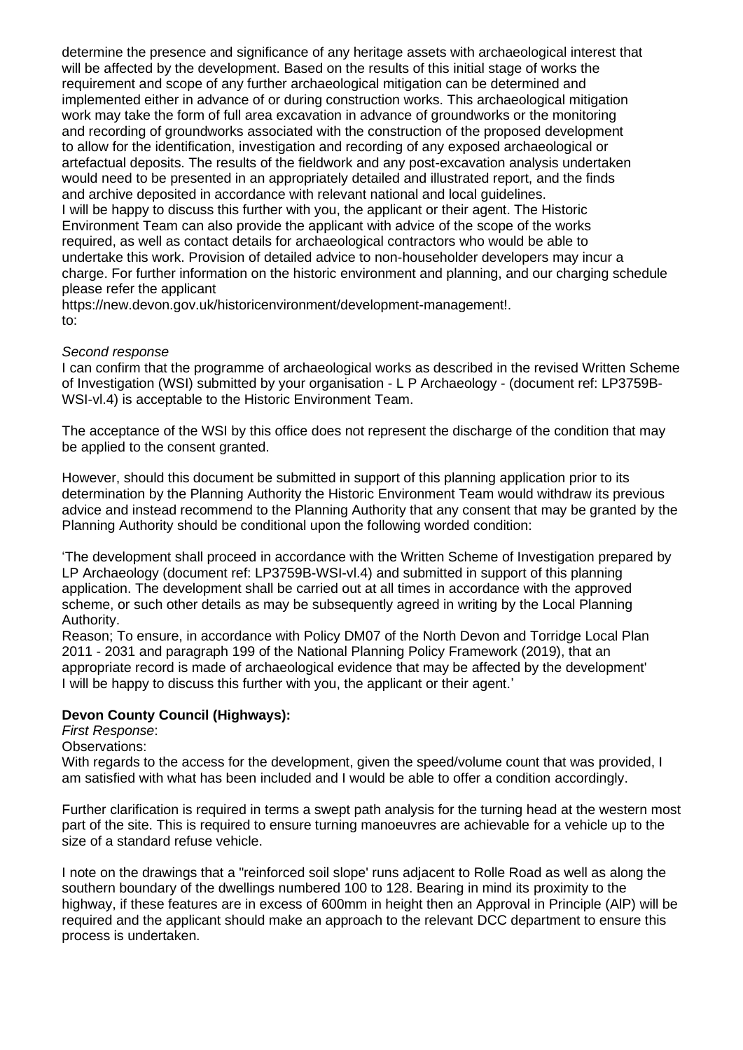determine the presence and significance of any heritage assets with archaeological interest that will be affected by the development. Based on the results of this initial stage of works the requirement and scope of any further archaeological mitigation can be determined and implemented either in advance of or during construction works. This archaeological mitigation work may take the form of full area excavation in advance of groundworks or the monitoring and recording of groundworks associated with the construction of the proposed development to allow for the identification, investigation and recording of any exposed archaeological or artefactual deposits. The results of the fieldwork and any post-excavation analysis undertaken would need to be presented in an appropriately detailed and illustrated report, and the finds and archive deposited in accordance with relevant national and local guidelines.
I will be happy to discuss this further with you, the applicant or their agent. The Historic Environment Team can also provide the applicant with advice of the scope of the works required, as well as contact details for archaeological contractors who would be able to undertake this work. Provision of detailed advice to non-householder developers may incur a charge. For further information on the historic environment and planning, and our charging schedule please refer the applicant
https://new.devon.gov.uk/historicenvironment/development-management!.
to:

*Second response*
I can confirm that the programme of archaeological works as described in the revised Written Scheme of Investigation (WSI) submitted by your organisation - L P Archaeology - (document ref: LP3759B-WSI-vl.4) is acceptable to the Historic Environment Team.

The acceptance of the WSI by this office does not represent the discharge of the condition that may be applied to the consent granted.

However, should this document be submitted in support of this planning application prior to its determination by the Planning Authority the Historic Environment Team would withdraw its previous advice and instead recommend to the Planning Authority that any consent that may be granted by the Planning Authority should be conditional upon the following worded condition:

'The development shall proceed in accordance with the Written Scheme of Investigation prepared by LP Archaeology (document ref: LP3759B-WSI-vl.4) and submitted in support of this planning application. The development shall be carried out at all times in accordance with the approved scheme, or such other details as may be subsequently agreed in writing by the Local Planning Authority.
Reason; To ensure, in accordance with Policy DM07 of the North Devon and Torridge Local Plan 2011 - 2031 and paragraph 199 of the National Planning Policy Framework (2019), that an appropriate record is made of archaeological evidence that may be affected by the development'
I will be happy to discuss this further with you, the applicant or their agent.'

**Devon County Council (Highways):**
*First Response*:
Observations:
With regards to the access for the development, given the speed/volume count that was provided, I am satisfied with what has been included and I would be able to offer a condition accordingly.

Further clarification is required in terms a swept path analysis for the turning head at the western most part of the site. This is required to ensure turning manoeuvres are achievable for a vehicle up to the size of a standard refuse vehicle.

I note on the drawings that a "reinforced soil slope' runs adjacent to Rolle Road as well as along the southern boundary of the dwellings numbered 100 to 128. Bearing in mind its proximity to the highway, if these features are in excess of 600mm in height then an Approval in Principle (AIP) will be required and the applicant should make an approach to the relevant DCC department to ensure this process is undertaken.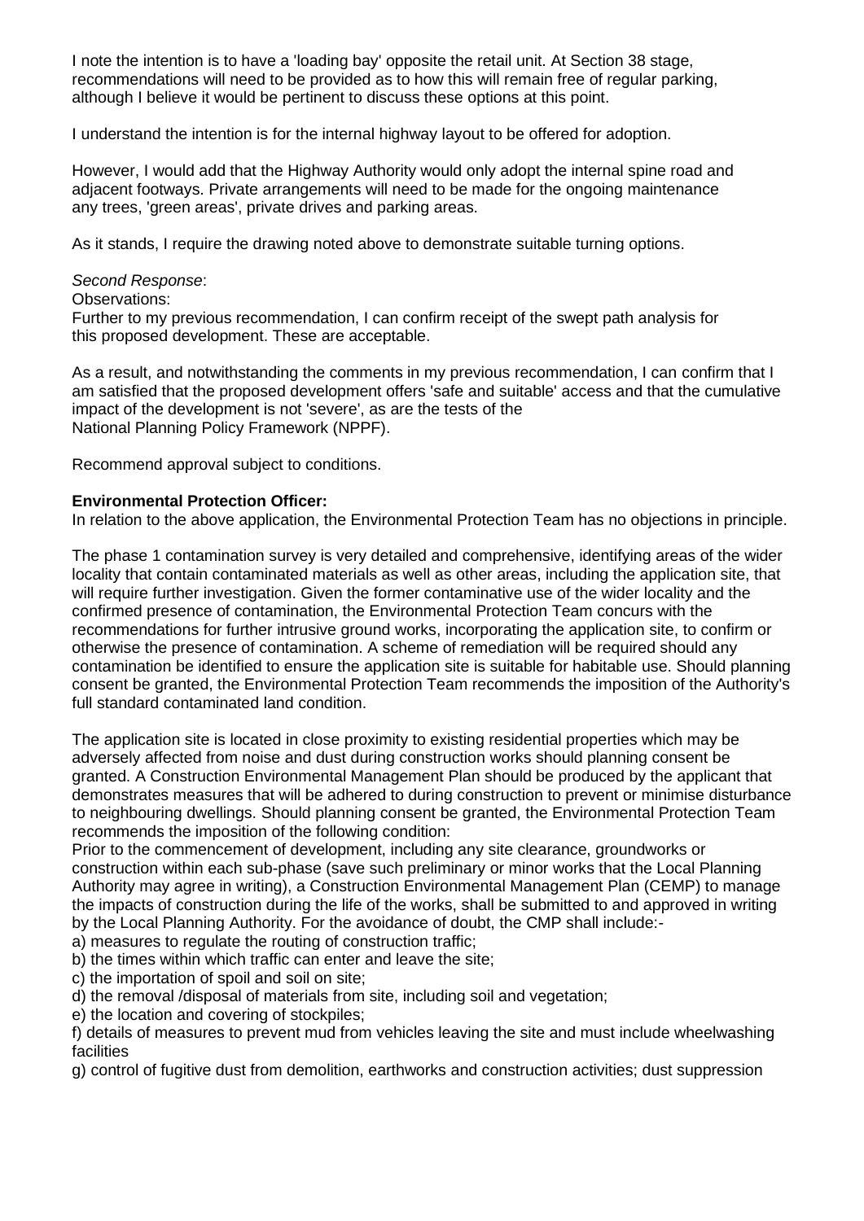I note the intention is to have a 'loading bay' opposite the retail unit. At Section 38 stage, recommendations will need to be provided as to how this will remain free of regular parking, although I believe it would be pertinent to discuss these options at this point.

I understand the intention is for the internal highway layout to be offered for adoption.

However, I would add that the Highway Authority would only adopt the internal spine road and adjacent footways. Private arrangements will need to be made for the ongoing maintenance any trees, 'green areas', private drives and parking areas.

As it stands, I require the drawing noted above to demonstrate suitable turning options.

*Second Response*:
Observations:
Further to my previous recommendation, I can confirm receipt of the swept path analysis for this proposed development. These are acceptable.

As a result, and notwithstanding the comments in my previous recommendation, I can confirm that I am satisfied that the proposed development offers 'safe and suitable' access and that the cumulative impact of the development is not 'severe', as are the tests of the National Planning Policy Framework (NPPF).

Recommend approval subject to conditions.

**Environmental Protection Officer:**
In relation to the above application, the Environmental Protection Team has no objections in principle.

The phase 1 contamination survey is very detailed and comprehensive, identifying areas of the wider locality that contain contaminated materials as well as other areas, including the application site, that will require further investigation. Given the former contaminative use of the wider locality and the confirmed presence of contamination, the Environmental Protection Team concurs with the recommendations for further intrusive ground works, incorporating the application site, to confirm or otherwise the presence of contamination. A scheme of remediation will be required should any contamination be identified to ensure the application site is suitable for habitable use. Should planning consent be granted, the Environmental Protection Team recommends the imposition of the Authority's full standard contaminated land condition.

The application site is located in close proximity to existing residential properties which may be adversely affected from noise and dust during construction works should planning consent be granted. A Construction Environmental Management Plan should be produced by the applicant that demonstrates measures that will be adhered to during construction to prevent or minimise disturbance to neighbouring dwellings. Should planning consent be granted, the Environmental Protection Team recommends the imposition of the following condition:
Prior to the commencement of development, including any site clearance, groundworks or construction within each sub-phase (save such preliminary or minor works that the Local Planning Authority may agree in writing), a Construction Environmental Management Plan (CEMP) to manage the impacts of construction during the life of the works, shall be submitted to and approved in writing by the Local Planning Authority. For the avoidance of doubt, the CMP shall include:-
a) measures to regulate the routing of construction traffic;
b) the times within which traffic can enter and leave the site;
c) the importation of spoil and soil on site;
d) the removal /disposal of materials from site, including soil and vegetation;
e) the location and covering of stockpiles;
f) details of measures to prevent mud from vehicles leaving the site and must include wheelwashing facilities
g) control of fugitive dust from demolition, earthworks and construction activities; dust suppression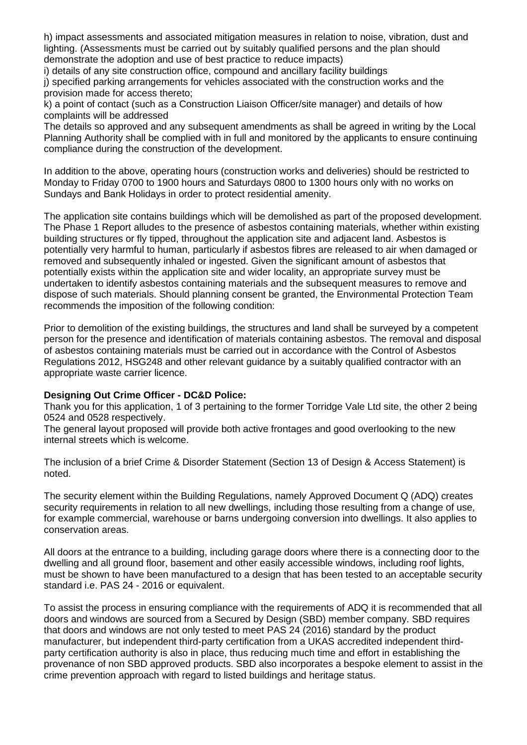h) impact assessments and associated mitigation measures in relation to noise, vibration, dust and lighting. (Assessments must be carried out by suitably qualified persons and the plan should demonstrate the adoption and use of best practice to reduce impacts)
i) details of any site construction office, compound and ancillary facility buildings
j) specified parking arrangements for vehicles associated with the construction works and the provision made for access thereto;
k) a point of contact (such as a Construction Liaison Officer/site manager) and details of how complaints will be addressed
The details so approved and any subsequent amendments as shall be agreed in writing by the Local Planning Authority shall be complied with in full and monitored by the applicants to ensure continuing compliance during the construction of the development.

In addition to the above, operating hours (construction works and deliveries) should be restricted to Monday to Friday 0700 to 1900 hours and Saturdays 0800 to 1300 hours only with no works on Sundays and Bank Holidays in order to protect residential amenity.

The application site contains buildings which will be demolished as part of the proposed development. The Phase 1 Report alludes to the presence of asbestos containing materials, whether within existing building structures or fly tipped, throughout the application site and adjacent land. Asbestos is potentially very harmful to human, particularly if asbestos fibres are released to air when damaged or removed and subsequently inhaled or ingested. Given the significant amount of asbestos that potentially exists within the application site and wider locality, an appropriate survey must be undertaken to identify asbestos containing materials and the subsequent measures to remove and dispose of such materials. Should planning consent be granted, the Environmental Protection Team recommends the imposition of the following condition:

Prior to demolition of the existing buildings, the structures and land shall be surveyed by a competent person for the presence and identification of materials containing asbestos. The removal and disposal of asbestos containing materials must be carried out in accordance with the Control of Asbestos Regulations 2012, HSG248 and other relevant guidance by a suitably qualified contractor with an appropriate waste carrier licence.

**Designing Out Crime Officer - DC&D Police:**
Thank you for this application, 1 of 3 pertaining to the former Torridge Vale Ltd site, the other 2 being 0524 and 0528 respectively.
The general layout proposed will provide both active frontages and good overlooking to the new internal streets which is welcome.

The inclusion of a brief Crime & Disorder Statement (Section 13 of Design & Access Statement) is noted.

The security element within the Building Regulations, namely Approved Document Q (ADQ) creates security requirements in relation to all new dwellings, including those resulting from a change of use, for example commercial, warehouse or barns undergoing conversion into dwellings. It also applies to conservation areas.

All doors at the entrance to a building, including garage doors where there is a connecting door to the dwelling and all ground floor, basement and other easily accessible windows, including roof lights, must be shown to have been manufactured to a design that has been tested to an acceptable security standard i.e. PAS 24 - 2016 or equivalent.

To assist the process in ensuring compliance with the requirements of ADQ it is recommended that all doors and windows are sourced from a Secured by Design (SBD) member company. SBD requires that doors and windows are not only tested to meet PAS 24 (2016) standard by the product manufacturer, but independent third-party certification from a UKAS accredited independent third-party certification authority is also in place, thus reducing much time and effort in establishing the provenance of non SBD approved products. SBD also incorporates a bespoke element to assist in the crime prevention approach with regard to listed buildings and heritage status.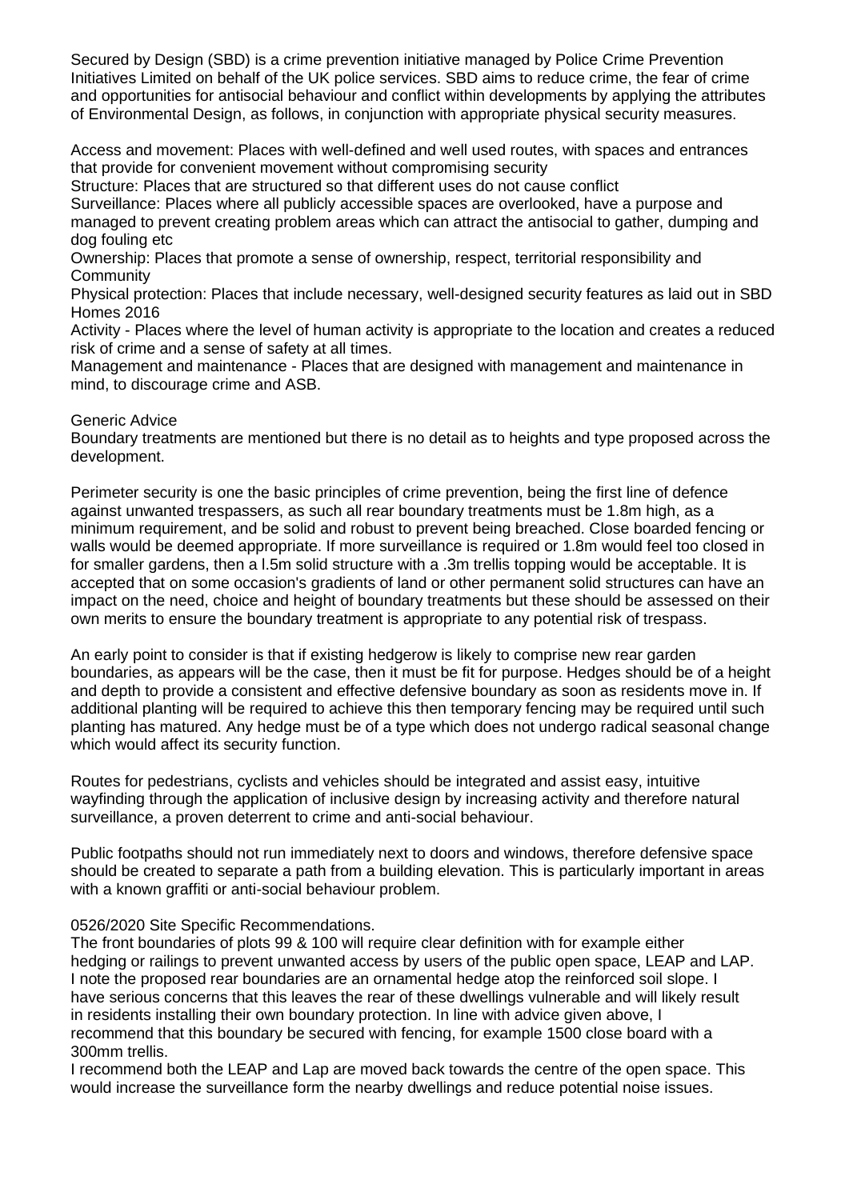Secured by Design (SBD) is a crime prevention initiative managed by Police Crime Prevention Initiatives Limited on behalf of the UK police services. SBD aims to reduce crime, the fear of crime and opportunities for antisocial behaviour and conflict within developments by applying the attributes of Environmental Design, as follows, in conjunction with appropriate physical security measures.

Access and movement: Places with well-defined and well used routes, with spaces and entrances that provide for convenient movement without compromising security
Structure: Places that are structured so that different uses do not cause conflict
Surveillance: Places where all publicly accessible spaces are overlooked, have a purpose and managed to prevent creating problem areas which can attract the antisocial to gather, dumping and dog fouling etc
Ownership: Places that promote a sense of ownership, respect, territorial responsibility and Community
Physical protection: Places that include necessary, well-designed security features as laid out in SBD Homes 2016
Activity - Places where the level of human activity is appropriate to the location and creates a reduced risk of crime and a sense of safety at all times.
Management and maintenance - Places that are designed with management and maintenance in mind, to discourage crime and ASB.

Generic Advice
Boundary treatments are mentioned but there is no detail as to heights and type proposed across the development.

Perimeter security is one the basic principles of crime prevention, being the first line of defence against unwanted trespassers, as such all rear boundary treatments must be 1.8m high, as a minimum requirement, and be solid and robust to prevent being breached. Close boarded fencing or walls would be deemed appropriate. If more surveillance is required or 1.8m would feel too closed in for smaller gardens, then a l.5m solid structure with a .3m trellis topping would be acceptable. It is accepted that on some occasion's gradients of land or other permanent solid structures can have an impact on the need, choice and height of boundary treatments but these should be assessed on their own merits to ensure the boundary treatment is appropriate to any potential risk of trespass.

An early point to consider is that if existing hedgerow is likely to comprise new rear garden boundaries, as appears will be the case, then it must be fit for purpose. Hedges should be of a height and depth to provide a consistent and effective defensive boundary as soon as residents move in. If additional planting will be required to achieve this then temporary fencing may be required until such planting has matured. Any hedge must be of a type which does not undergo radical seasonal change which would affect its security function.

Routes for pedestrians, cyclists and vehicles should be integrated and assist easy, intuitive wayfinding through the application of inclusive design by increasing activity and therefore natural surveillance, a proven deterrent to crime and anti-social behaviour.

Public footpaths should not run immediately next to doors and windows, therefore defensive space should be created to separate a path from a building elevation. This is particularly important in areas with a known graffiti or anti-social behaviour problem.

0526/2020 Site Specific Recommendations.
The front boundaries of plots 99 & 100 will require clear definition with for example either hedging or railings to prevent unwanted access by users of the public open space, LEAP and LAP.
I note the proposed rear boundaries are an ornamental hedge atop the reinforced soil slope. I have serious concerns that this leaves the rear of these dwellings vulnerable and will likely result in residents installing their own boundary protection. In line with advice given above, I recommend that this boundary be secured with fencing, for example 1500 close board with a 300mm trellis.
I recommend both the LEAP and Lap are moved back towards the centre of the open space. This would increase the surveillance form the nearby dwellings and reduce potential noise issues.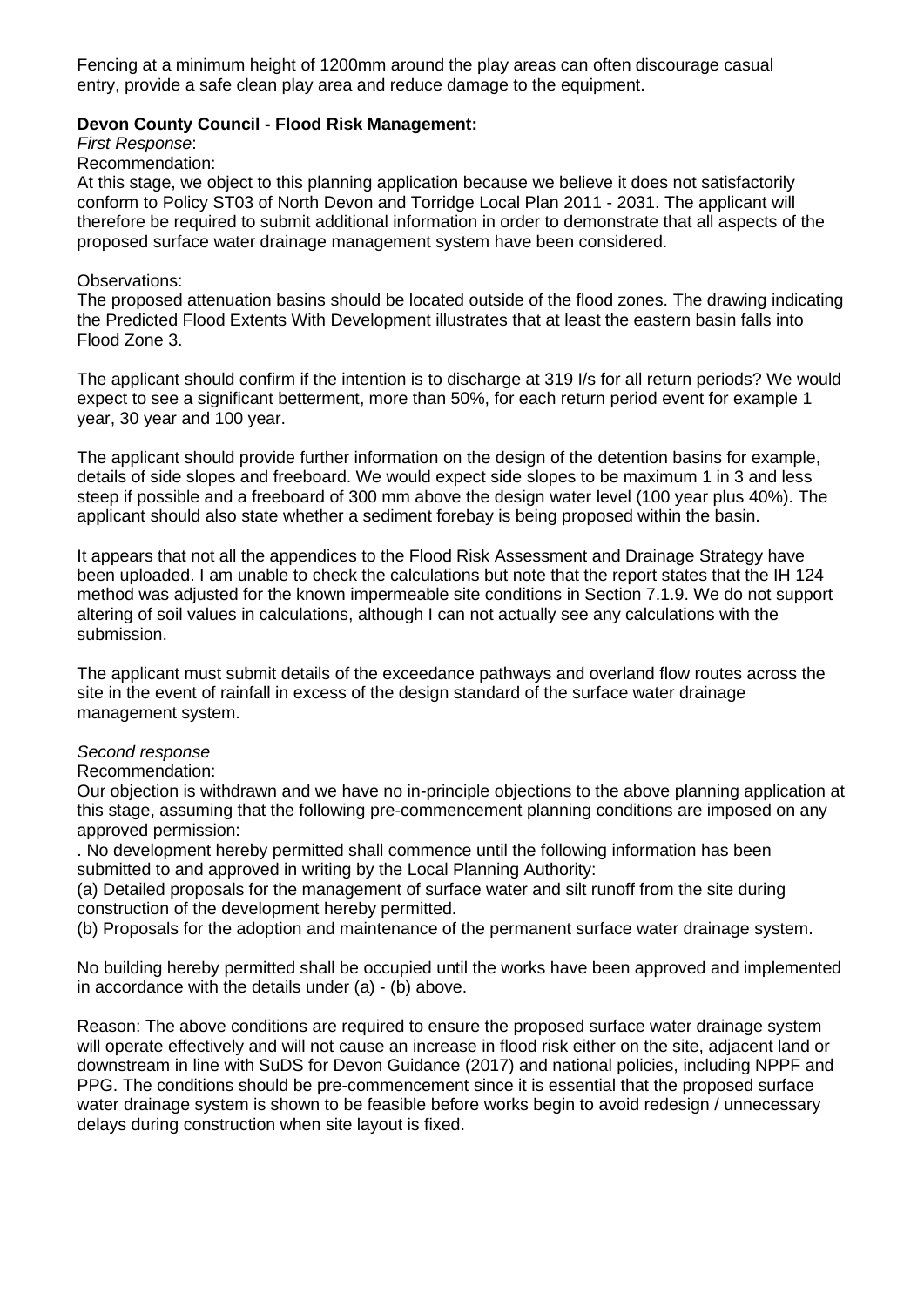Fencing at a minimum height of 1200mm around the play areas can often discourage casual entry, provide a safe clean play area and reduce damage to the equipment.

**Devon County Council - Flood Risk Management:**

*First Response*:

Recommendation:

At this stage, we object to this planning application because we believe it does not satisfactorily conform to Policy ST03 of North Devon and Torridge Local Plan 2011 - 2031. The applicant will therefore be required to submit additional information in order to demonstrate that all aspects of the proposed surface water drainage management system have been considered.

Observations:

The proposed attenuation basins should be located outside of the flood zones. The drawing indicating the Predicted Flood Extents With Development illustrates that at least the eastern basin falls into Flood Zone 3.

The applicant should confirm if the intention is to discharge at 319 l/s for all return periods? We would expect to see a significant betterment, more than 50%, for each return period event for example 1 year, 30 year and 100 year.

The applicant should provide further information on the design of the detention basins for example, details of side slopes and freeboard. We would expect side slopes to be maximum 1 in 3 and less steep if possible and a freeboard of 300 mm above the design water level (100 year plus 40%). The applicant should also state whether a sediment forebay is being proposed within the basin.

It appears that not all the appendices to the Flood Risk Assessment and Drainage Strategy have been uploaded. I am unable to check the calculations but note that the report states that the IH 124 method was adjusted for the known impermeable site conditions in Section 7.1.9. We do not support altering of soil values in calculations, although I can not actually see any calculations with the submission.

The applicant must submit details of the exceedance pathways and overland flow routes across the site in the event of rainfall in excess of the design standard of the surface water drainage management system.

*Second response*

Recommendation:

Our objection is withdrawn and we have no in-principle objections to the above planning application at this stage, assuming that the following pre-commencement planning conditions are imposed on any approved permission:

. No development hereby permitted shall commence until the following information has been submitted to and approved in writing by the Local Planning Authority:

(a) Detailed proposals for the management of surface water and silt runoff from the site during construction of the development hereby permitted.

(b) Proposals for the adoption and maintenance of the permanent surface water drainage system.

No building hereby permitted shall be occupied until the works have been approved and implemented in accordance with the details under (a) - (b) above.

Reason: The above conditions are required to ensure the proposed surface water drainage system will operate effectively and will not cause an increase in flood risk either on the site, adjacent land or downstream in line with SuDS for Devon Guidance (2017) and national policies, including NPPF and PPG. The conditions should be pre-commencement since it is essential that the proposed surface water drainage system is shown to be feasible before works begin to avoid redesign / unnecessary delays during construction when site layout is fixed.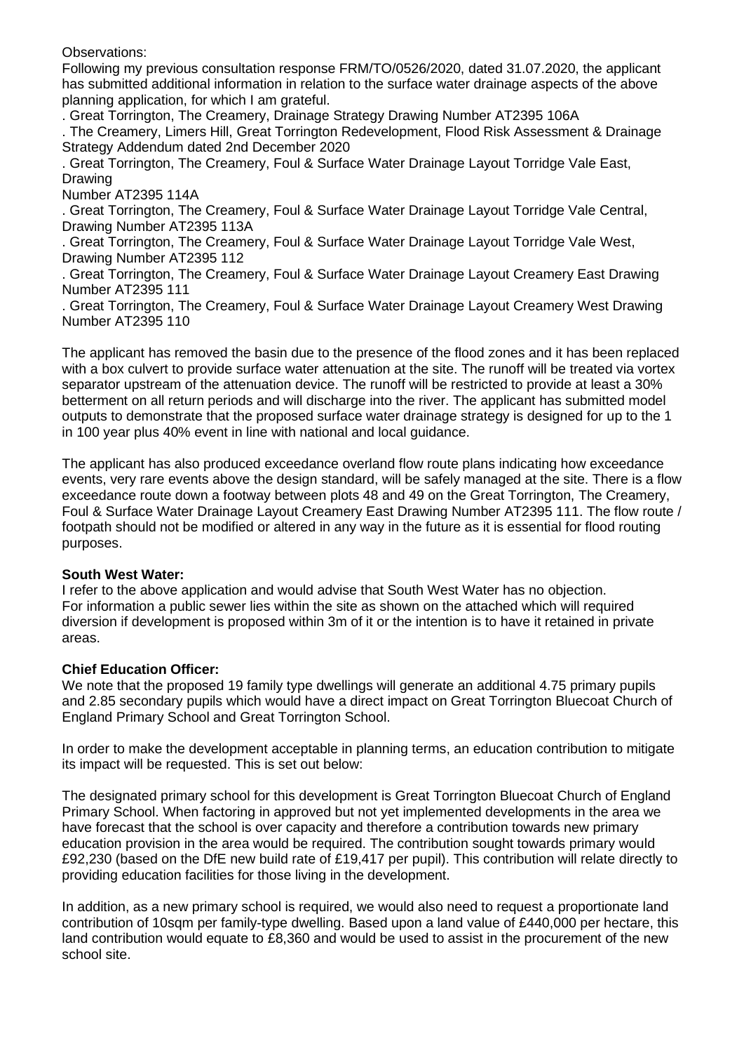Observations:
Following my previous consultation response FRM/TO/0526/2020, dated 31.07.2020, the applicant has submitted additional information in relation to the surface water drainage aspects of the above planning application, for which I am grateful.

. Great Torrington, The Creamery, Drainage Strategy Drawing Number AT2395 106A
. The Creamery, Limers Hill, Great Torrington Redevelopment, Flood Risk Assessment & Drainage Strategy Addendum dated 2nd December 2020
. Great Torrington, The Creamery, Foul & Surface Water Drainage Layout Torridge Vale East, Drawing
Number AT2395 114A
. Great Torrington, The Creamery, Foul & Surface Water Drainage Layout Torridge Vale Central, Drawing Number AT2395 113A
. Great Torrington, The Creamery, Foul & Surface Water Drainage Layout Torridge Vale West, Drawing Number AT2395 112
. Great Torrington, The Creamery, Foul & Surface Water Drainage Layout Creamery East Drawing Number AT2395 111
. Great Torrington, The Creamery, Foul & Surface Water Drainage Layout Creamery West Drawing Number AT2395 110

The applicant has removed the basin due to the presence of the flood zones and it has been replaced with a box culvert to provide surface water attenuation at the site. The runoff will be treated via vortex separator upstream of the attenuation device. The runoff will be restricted to provide at least a 30% betterment on all return periods and will discharge into the river. The applicant has submitted model outputs to demonstrate that the proposed surface water drainage strategy is designed for up to the 1 in 100 year plus 40% event in line with national and local guidance.

The applicant has also produced exceedance overland flow route plans indicating how exceedance events, very rare events above the design standard, will be safely managed at the site. There is a flow exceedance route down a footway between plots 48 and 49 on the Great Torrington, The Creamery, Foul & Surface Water Drainage Layout Creamery East Drawing Number AT2395 111. The flow route / footpath should not be modified or altered in any way in the future as it is essential for flood routing purposes.

**South West Water:**
I refer to the above application and would advise that South West Water has no objection.
For information a public sewer lies within the site as shown on the attached which will required diversion if development is proposed within 3m of it or the intention is to have it retained in private areas.

**Chief Education Officer:**
We note that the proposed 19 family type dwellings will generate an additional 4.75 primary pupils and 2.85 secondary pupils which would have a direct impact on Great Torrington Bluecoat Church of England Primary School and Great Torrington School.

In order to make the development acceptable in planning terms, an education contribution to mitigate its impact will be requested. This is set out below:

The designated primary school for this development is Great Torrington Bluecoat Church of England Primary School. When factoring in approved but not yet implemented developments in the area we have forecast that the school is over capacity and therefore a contribution towards new primary education provision in the area would be required. The contribution sought towards primary would £92,230 (based on the DfE new build rate of £19,417 per pupil). This contribution will relate directly to providing education facilities for those living in the development.

In addition, as a new primary school is required, we would also need to request a proportionate land contribution of 10sqm per family-type dwelling. Based upon a land value of £440,000 per hectare, this land contribution would equate to £8,360 and would be used to assist in the procurement of the new school site.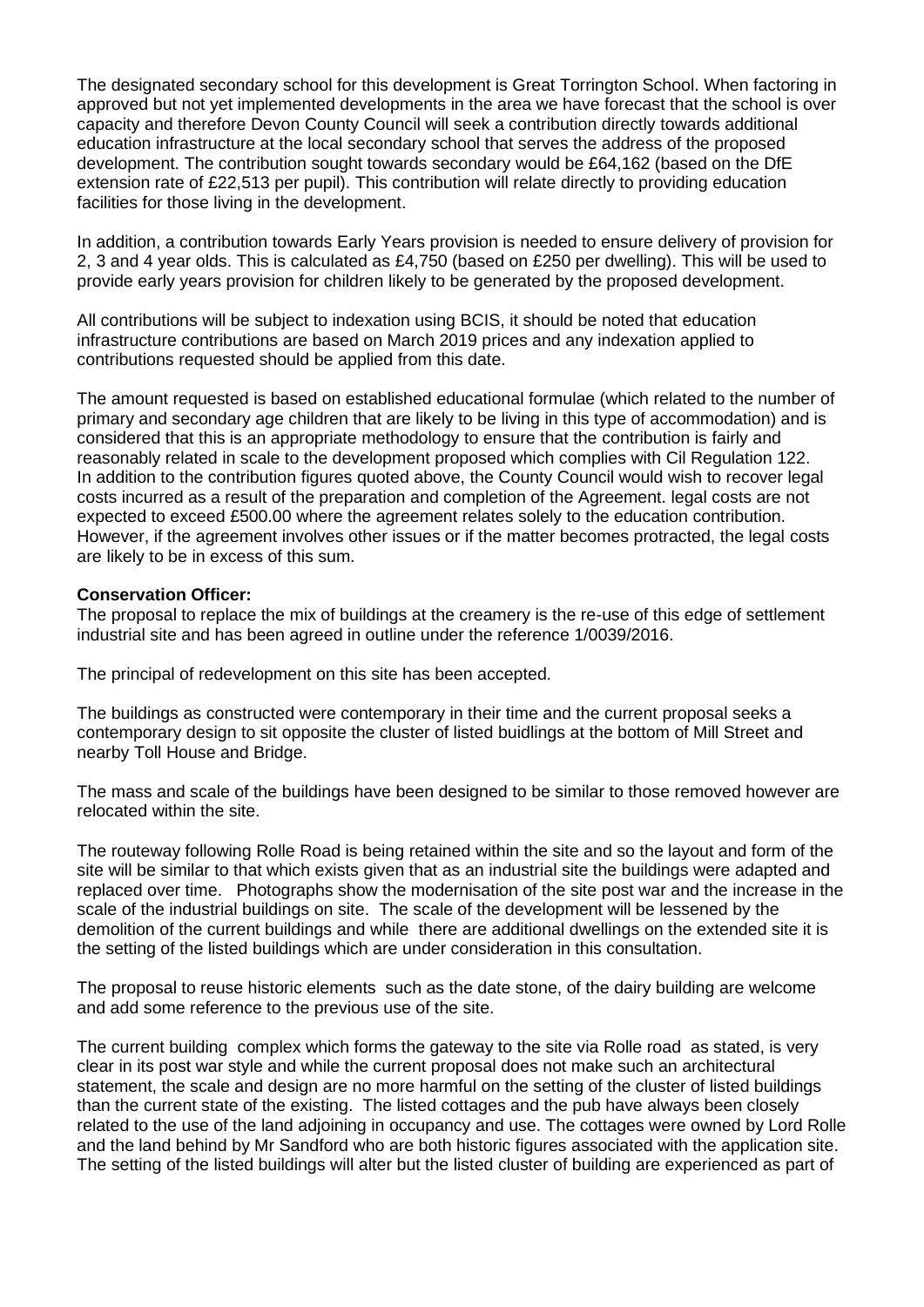The designated secondary school for this development is Great Torrington School. When factoring in approved but not yet implemented developments in the area we have forecast that the school is over capacity and therefore Devon County Council will seek a contribution directly towards additional education infrastructure at the local secondary school that serves the address of the proposed development. The contribution sought towards secondary would be £64,162 (based on the DfE extension rate of £22,513 per pupil). This contribution will relate directly to providing education facilities for those living in the development.

In addition, a contribution towards Early Years provision is needed to ensure delivery of provision for 2, 3 and 4 year olds. This is calculated as £4,750 (based on £250 per dwelling). This will be used to provide early years provision for children likely to be generated by the proposed development.

All contributions will be subject to indexation using BCIS, it should be noted that education infrastructure contributions are based on March 2019 prices and any indexation applied to contributions requested should be applied from this date.

The amount requested is based on established educational formulae (which related to the number of primary and secondary age children that are likely to be living in this type of accommodation) and is considered that this is an appropriate methodology to ensure that the contribution is fairly and reasonably related in scale to the development proposed which complies with Cil Regulation 122.
In addition to the contribution figures quoted above, the County Council would wish to recover legal costs incurred as a result of the preparation and completion of the Agreement. legal costs are not expected to exceed £500.00 where the agreement relates solely to the education contribution. However, if the agreement involves other issues or if the matter becomes protracted, the legal costs are likely to be in excess of this sum.

**Conservation Officer:**
The proposal to replace the mix of buildings at the creamery is the re-use of this edge of settlement industrial site and has been agreed in outline under the reference 1/0039/2016.

The principal of redevelopment on this site has been accepted.

The buildings as constructed were contemporary in their time and the current proposal seeks a contemporary design to sit opposite the cluster of listed buidlings at the bottom of Mill Street and nearby Toll House and Bridge.

The mass and scale of the buildings have been designed to be similar to those removed however are relocated within the site.

The routeway following Rolle Road is being retained within the site and so the layout and form of the site will be similar to that which exists given that as an industrial site the buildings were adapted and replaced over time. Photographs show the modernisation of the site post war and the increase in the scale of the industrial buildings on site. The scale of the development will be lessened by the demolition of the current buildings and while there are additional dwellings on the extended site it is the setting of the listed buildings which are under consideration in this consultation.

The proposal to reuse historic elements such as the date stone, of the dairy building are welcome and add some reference to the previous use of the site.

The current building complex which forms the gateway to the site via Rolle road as stated, is very clear in its post war style and while the current proposal does not make such an architectural statement, the scale and design are no more harmful on the setting of the cluster of listed buildings than the current state of the existing. The listed cottages and the pub have always been closely related to the use of the land adjoining in occupancy and use. The cottages were owned by Lord Rolle and the land behind by Mr Sandford who are both historic figures associated with the application site. The setting of the listed buildings will alter but the listed cluster of building are experienced as part of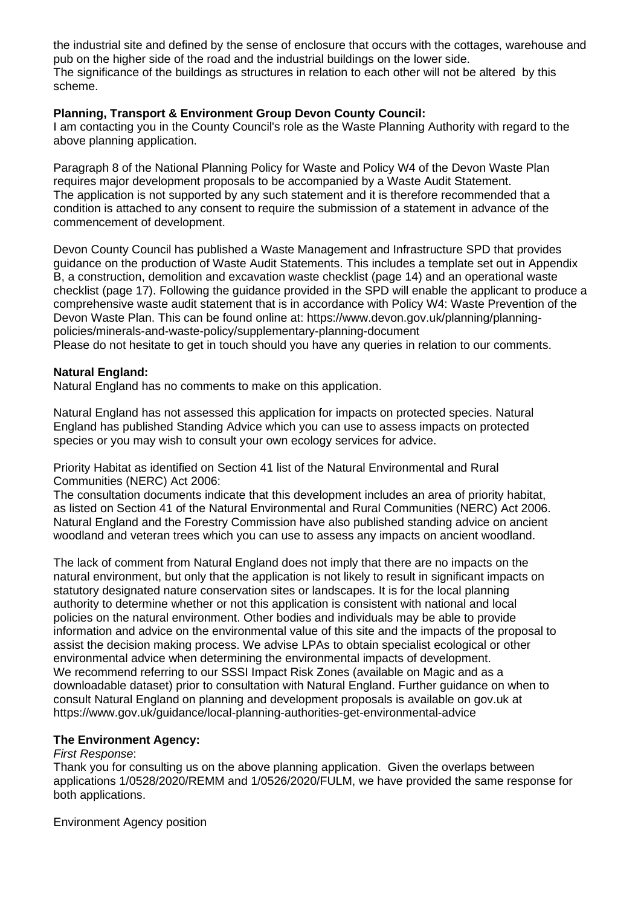the industrial site and defined by the sense of enclosure that occurs with the cottages, warehouse and pub on the higher side of the road and the industrial buildings on the lower side.
The significance of the buildings as structures in relation to each other will not be altered by this scheme.

**Planning, Transport & Environment Group Devon County Council:**
I am contacting you in the County Council's role as the Waste Planning Authority with regard to the above planning application.

Paragraph 8 of the National Planning Policy for Waste and Policy W4 of the Devon Waste Plan requires major development proposals to be accompanied by a Waste Audit Statement.
The application is not supported by any such statement and it is therefore recommended that a condition is attached to any consent to require the submission of a statement in advance of the commencement of development.

Devon County Council has published a Waste Management and Infrastructure SPD that provides guidance on the production of Waste Audit Statements. This includes a template set out in Appendix B, a construction, demolition and excavation waste checklist (page 14) and an operational waste checklist (page 17). Following the guidance provided in the SPD will enable the applicant to produce a comprehensive waste audit statement that is in accordance with Policy W4: Waste Prevention of the Devon Waste Plan. This can be found online at: https://www.devon.gov.uk/planning/planning-policies/minerals-and-waste-policy/supplementary-planning-document
Please do not hesitate to get in touch should you have any queries in relation to our comments.

**Natural England:**
Natural England has no comments to make on this application.

Natural England has not assessed this application for impacts on protected species. Natural England has published Standing Advice which you can use to assess impacts on protected species or you may wish to consult your own ecology services for advice.

Priority Habitat as identified on Section 41 list of the Natural Environmental and Rural Communities (NERC) Act 2006:
The consultation documents indicate that this development includes an area of priority habitat, as listed on Section 41 of the Natural Environmental and Rural Communities (NERC) Act 2006. Natural England and the Forestry Commission have also published standing advice on ancient woodland and veteran trees which you can use to assess any impacts on ancient woodland.

The lack of comment from Natural England does not imply that there are no impacts on the natural environment, but only that the application is not likely to result in significant impacts on statutory designated nature conservation sites or landscapes. It is for the local planning authority to determine whether or not this application is consistent with national and local policies on the natural environment. Other bodies and individuals may be able to provide information and advice on the environmental value of this site and the impacts of the proposal to assist the decision making process. We advise LPAs to obtain specialist ecological or other environmental advice when determining the environmental impacts of development.
We recommend referring to our SSSI Impact Risk Zones (available on Magic and as a downloadable dataset) prior to consultation with Natural England. Further guidance on when to consult Natural England on planning and development proposals is available on gov.uk at https://www.gov.uk/guidance/local-planning-authorities-get-environmental-advice

**The Environment Agency:**
*First Response*:
Thank you for consulting us on the above planning application. Given the overlaps between applications 1/0528/2020/REMM and 1/0526/2020/FULM, we have provided the same response for both applications.

Environment Agency position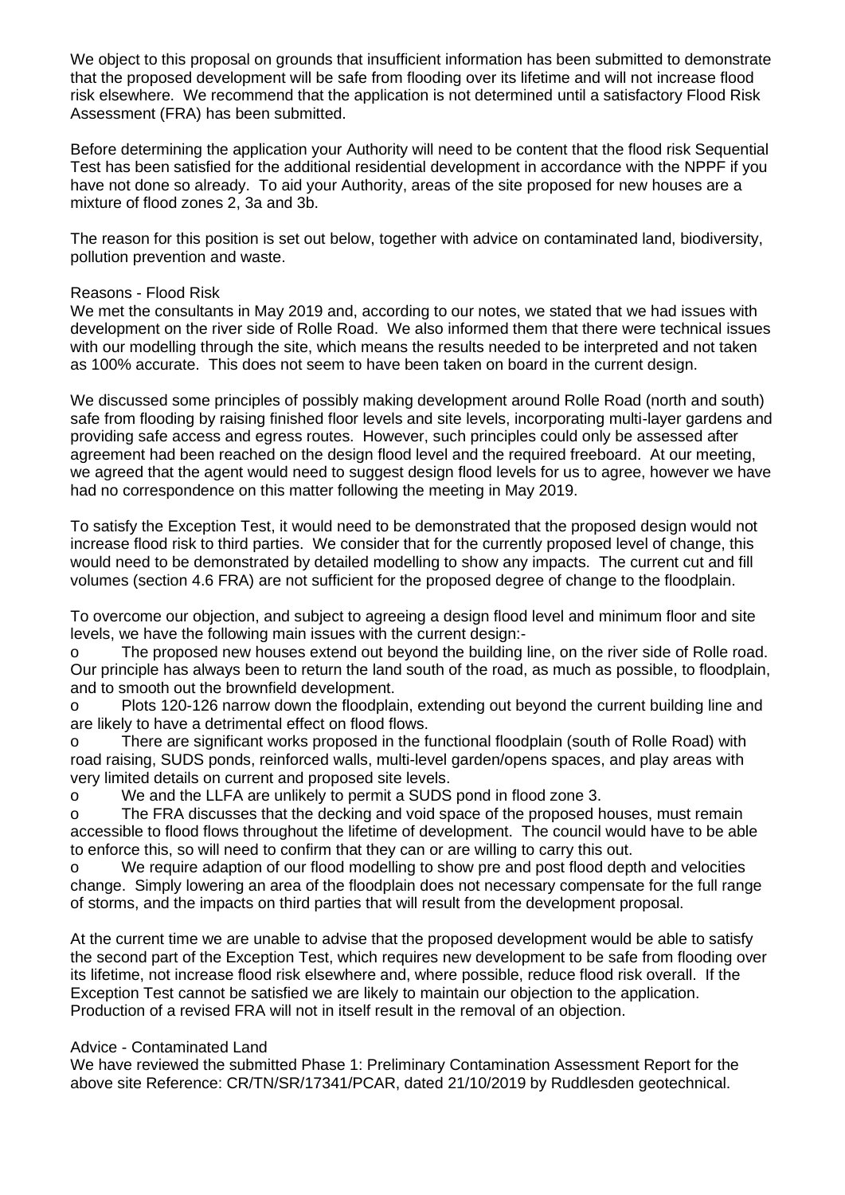We object to this proposal on grounds that insufficient information has been submitted to demonstrate that the proposed development will be safe from flooding over its lifetime and will not increase flood risk elsewhere. We recommend that the application is not determined until a satisfactory Flood Risk Assessment (FRA) has been submitted.

Before determining the application your Authority will need to be content that the flood risk Sequential Test has been satisfied for the additional residential development in accordance with the NPPF if you have not done so already. To aid your Authority, areas of the site proposed for new houses are a mixture of flood zones 2, 3a and 3b.

The reason for this position is set out below, together with advice on contaminated land, biodiversity, pollution prevention and waste.

Reasons - Flood Risk

We met the consultants in May 2019 and, according to our notes, we stated that we had issues with development on the river side of Rolle Road. We also informed them that there were technical issues with our modelling through the site, which means the results needed to be interpreted and not taken as 100% accurate. This does not seem to have been taken on board in the current design.

We discussed some principles of possibly making development around Rolle Road (north and south) safe from flooding by raising finished floor levels and site levels, incorporating multi-layer gardens and providing safe access and egress routes. However, such principles could only be assessed after agreement had been reached on the design flood level and the required freeboard. At our meeting, we agreed that the agent would need to suggest design flood levels for us to agree, however we have had no correspondence on this matter following the meeting in May 2019.

To satisfy the Exception Test, it would need to be demonstrated that the proposed design would not increase flood risk to third parties. We consider that for the currently proposed level of change, this would need to be demonstrated by detailed modelling to show any impacts. The current cut and fill volumes (section 4.6 FRA) are not sufficient for the proposed degree of change to the floodplain.

To overcome our objection, and subject to agreeing a design flood level and minimum floor and site levels, we have the following main issues with the current design:-

- The proposed new houses extend out beyond the building line, on the river side of Rolle road. Our principle has always been to return the land south of the road, as much as possible, to floodplain, and to smooth out the brownfield development.
- Plots 120-126 narrow down the floodplain, extending out beyond the current building line and are likely to have a detrimental effect on flood flows.
- There are significant works proposed in the functional floodplain (south of Rolle Road) with road raising, SUDS ponds, reinforced walls, multi-level garden/opens spaces, and play areas with very limited details on current and proposed site levels.
- We and the LLFA are unlikely to permit a SUDS pond in flood zone 3.
- The FRA discusses that the decking and void space of the proposed houses, must remain accessible to flood flows throughout the lifetime of development. The council would have to be able to enforce this, so will need to confirm that they can or are willing to carry this out.
- We require adaption of our flood modelling to show pre and post flood depth and velocities change. Simply lowering an area of the floodplain does not necessary compensate for the full range of storms, and the impacts on third parties that will result from the development proposal.

At the current time we are unable to advise that the proposed development would be able to satisfy the second part of the Exception Test, which requires new development to be safe from flooding over its lifetime, not increase flood risk elsewhere and, where possible, reduce flood risk overall. If the Exception Test cannot be satisfied we are likely to maintain our objection to the application. Production of a revised FRA will not in itself result in the removal of an objection.

Advice - Contaminated Land

We have reviewed the submitted Phase 1: Preliminary Contamination Assessment Report for the above site Reference: CR/TN/SR/17341/PCAR, dated 21/10/2019 by Ruddlesden geotechnical.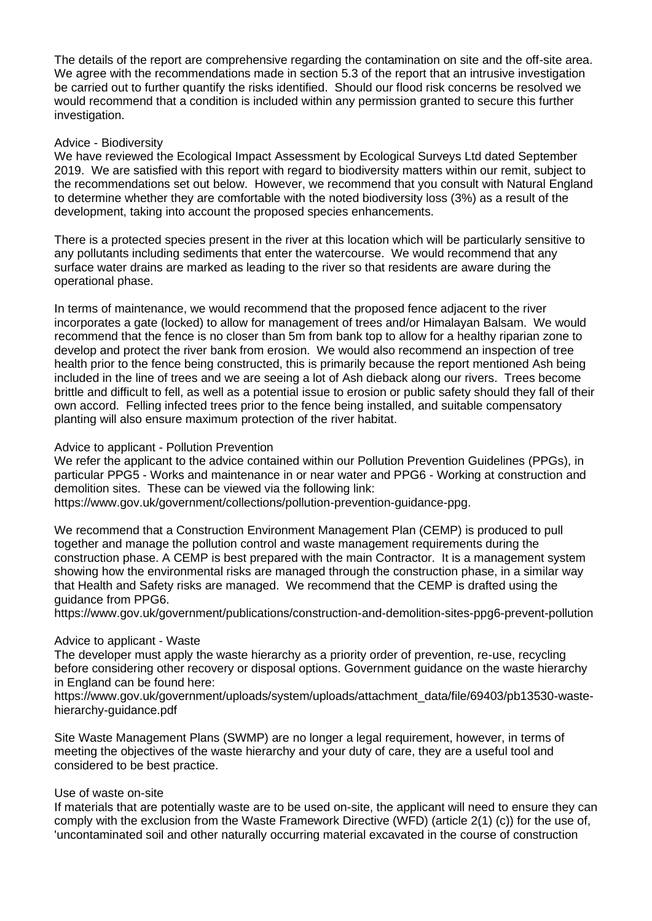The details of the report are comprehensive regarding the contamination on site and the off-site area. We agree with the recommendations made in section 5.3 of the report that an intrusive investigation be carried out to further quantify the risks identified. Should our flood risk concerns be resolved we would recommend that a condition is included within any permission granted to secure this further investigation.

Advice - Biodiversity

We have reviewed the Ecological Impact Assessment by Ecological Surveys Ltd dated September 2019. We are satisfied with this report with regard to biodiversity matters within our remit, subject to the recommendations set out below. However, we recommend that you consult with Natural England to determine whether they are comfortable with the noted biodiversity loss (3%) as a result of the development, taking into account the proposed species enhancements.

There is a protected species present in the river at this location which will be particularly sensitive to any pollutants including sediments that enter the watercourse. We would recommend that any surface water drains are marked as leading to the river so that residents are aware during the operational phase.

In terms of maintenance, we would recommend that the proposed fence adjacent to the river incorporates a gate (locked) to allow for management of trees and/or Himalayan Balsam. We would recommend that the fence is no closer than 5m from bank top to allow for a healthy riparian zone to develop and protect the river bank from erosion. We would also recommend an inspection of tree health prior to the fence being constructed, this is primarily because the report mentioned Ash being included in the line of trees and we are seeing a lot of Ash dieback along our rivers. Trees become brittle and difficult to fell, as well as a potential issue to erosion or public safety should they fall of their own accord. Felling infected trees prior to the fence being installed, and suitable compensatory planting will also ensure maximum protection of the river habitat.

Advice to applicant - Pollution Prevention

We refer the applicant to the advice contained within our Pollution Prevention Guidelines (PPGs), in particular PPG5 - Works and maintenance in or near water and PPG6 - Working at construction and demolition sites. These can be viewed via the following link:
https://www.gov.uk/government/collections/pollution-prevention-guidance-ppg.

We recommend that a Construction Environment Management Plan (CEMP) is produced to pull together and manage the pollution control and waste management requirements during the construction phase. A CEMP is best prepared with the main Contractor. It is a management system showing how the environmental risks are managed through the construction phase, in a similar way that Health and Safety risks are managed. We recommend that the CEMP is drafted using the guidance from PPG6.
https://www.gov.uk/government/publications/construction-and-demolition-sites-ppg6-prevent-pollution

Advice to applicant - Waste

The developer must apply the waste hierarchy as a priority order of prevention, re-use, recycling before considering other recovery or disposal options. Government guidance on the waste hierarchy in England can be found here:
https://www.gov.uk/government/uploads/system/uploads/attachment_data/file/69403/pb13530-waste-hierarchy-guidance.pdf

Site Waste Management Plans (SWMP) are no longer a legal requirement, however, in terms of meeting the objectives of the waste hierarchy and your duty of care, they are a useful tool and considered to be best practice.

Use of waste on-site

If materials that are potentially waste are to be used on-site, the applicant will need to ensure they can comply with the exclusion from the Waste Framework Directive (WFD) (article 2(1) (c)) for the use of, 'uncontaminated soil and other naturally occurring material excavated in the course of construction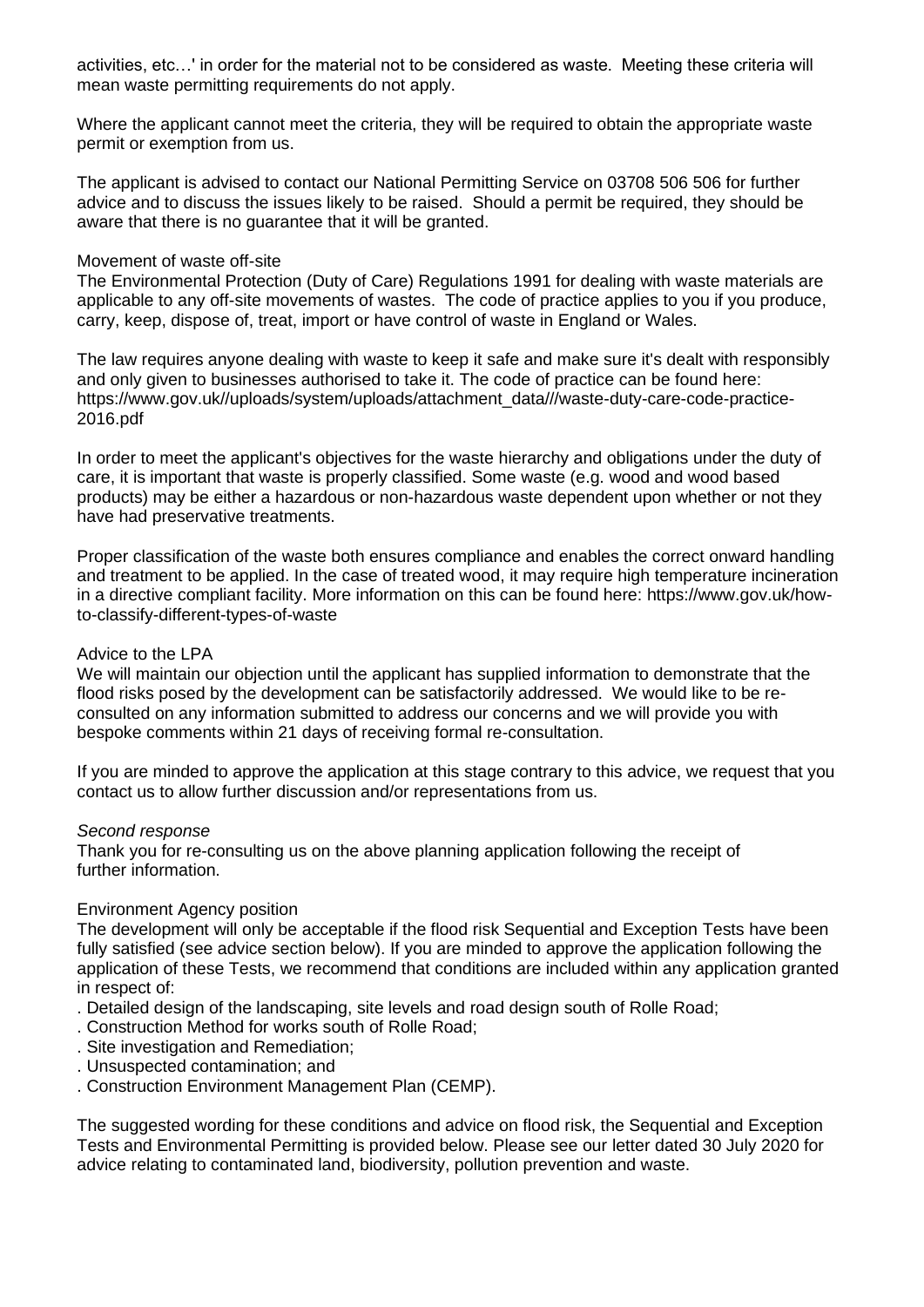activities, etc…' in order for the material not to be considered as waste. Meeting these criteria will mean waste permitting requirements do not apply.

Where the applicant cannot meet the criteria, they will be required to obtain the appropriate waste permit or exemption from us.

The applicant is advised to contact our National Permitting Service on 03708 506 506 for further advice and to discuss the issues likely to be raised. Should a permit be required, they should be aware that there is no guarantee that it will be granted.

Movement of waste off-site
The Environmental Protection (Duty of Care) Regulations 1991 for dealing with waste materials are applicable to any off-site movements of wastes. The code of practice applies to you if you produce, carry, keep, dispose of, treat, import or have control of waste in England or Wales.

The law requires anyone dealing with waste to keep it safe and make sure it's dealt with responsibly and only given to businesses authorised to take it. The code of practice can be found here: https://www.gov.uk//uploads/system/uploads/attachment_data///waste-duty-care-code-practice-2016.pdf

In order to meet the applicant's objectives for the waste hierarchy and obligations under the duty of care, it is important that waste is properly classified. Some waste (e.g. wood and wood based products) may be either a hazardous or non-hazardous waste dependent upon whether or not they have had preservative treatments.

Proper classification of the waste both ensures compliance and enables the correct onward handling and treatment to be applied. In the case of treated wood, it may require high temperature incineration in a directive compliant facility. More information on this can be found here: https://www.gov.uk/how-to-classify-different-types-of-waste

Advice to the LPA
We will maintain our objection until the applicant has supplied information to demonstrate that the flood risks posed by the development can be satisfactorily addressed. We would like to be re-consulted on any information submitted to address our concerns and we will provide you with bespoke comments within 21 days of receiving formal re-consultation.

If you are minded to approve the application at this stage contrary to this advice, we request that you contact us to allow further discussion and/or representations from us.

*Second response*
Thank you for re-consulting us on the above planning application following the receipt of further information.

Environment Agency position
The development will only be acceptable if the flood risk Sequential and Exception Tests have been fully satisfied (see advice section below). If you are minded to approve the application following the application of these Tests, we recommend that conditions are included within any application granted in respect of:

- Detailed design of the landscaping, site levels and road design south of Rolle Road;
- Construction Method for works south of Rolle Road;
- Site investigation and Remediation;
- Unsuspected contamination; and
- Construction Environment Management Plan (CEMP).

The suggested wording for these conditions and advice on flood risk, the Sequential and Exception Tests and Environmental Permitting is provided below. Please see our letter dated 30 July 2020 for advice relating to contaminated land, biodiversity, pollution prevention and waste.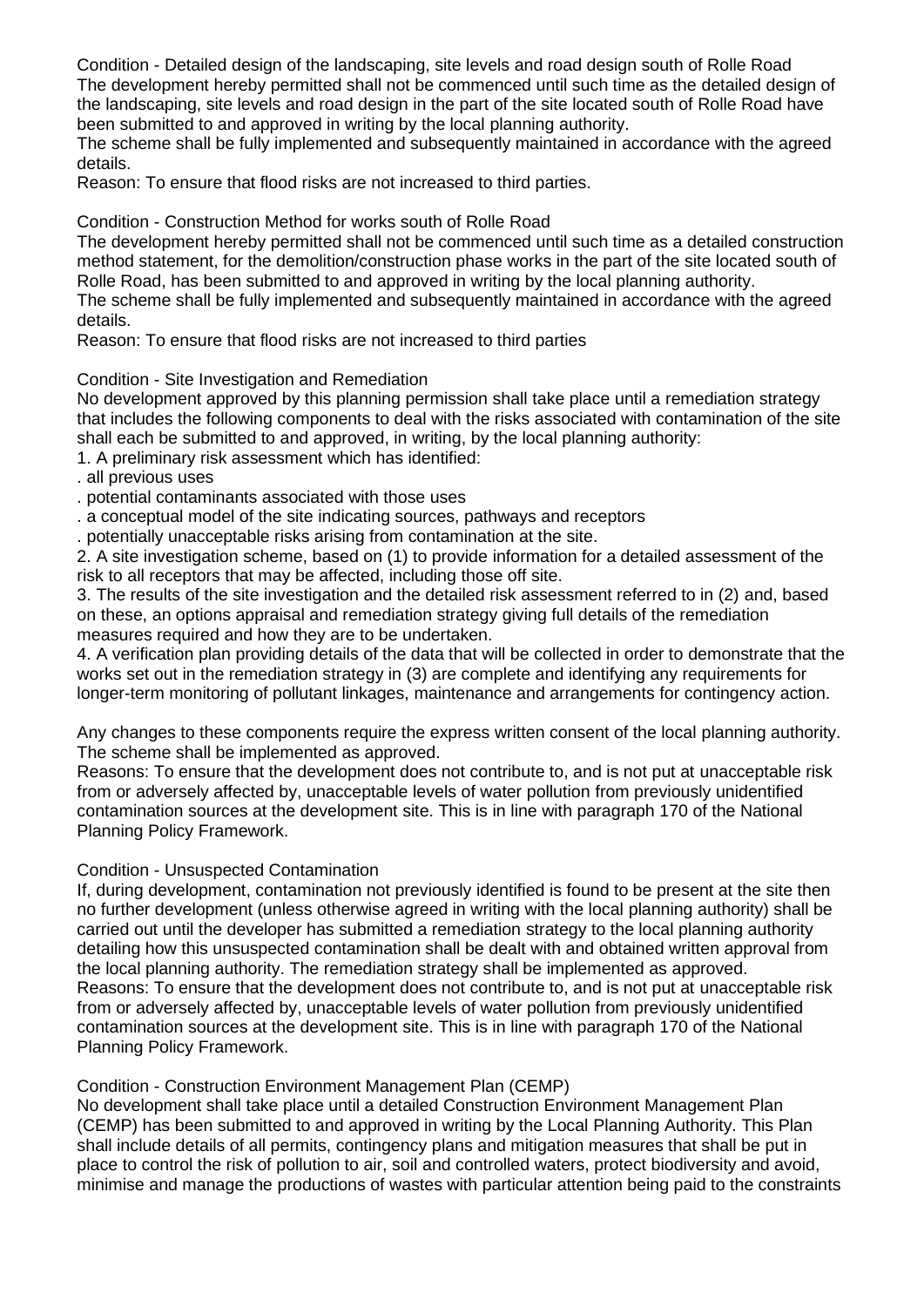Condition - Detailed design of the landscaping, site levels and road design south of Rolle Road
The development hereby permitted shall not be commenced until such time as the detailed design of the landscaping, site levels and road design in the part of the site located south of Rolle Road have been submitted to and approved in writing by the local planning authority.
The scheme shall be fully implemented and subsequently maintained in accordance with the agreed details.
Reason: To ensure that flood risks are not increased to third parties.

Condition - Construction Method for works south of Rolle Road
The development hereby permitted shall not be commenced until such time as a detailed construction method statement, for the demolition/construction phase works in the part of the site located south of Rolle Road, has been submitted to and approved in writing by the local planning authority.
The scheme shall be fully implemented and subsequently maintained in accordance with the agreed details.
Reason: To ensure that flood risks are not increased to third parties

Condition - Site Investigation and Remediation
No development approved by this planning permission shall take place until a remediation strategy that includes the following components to deal with the risks associated with contamination of the site shall each be submitted to and approved, in writing, by the local planning authority:
1. A preliminary risk assessment which has identified:
. all previous uses
. potential contaminants associated with those uses
. a conceptual model of the site indicating sources, pathways and receptors
. potentially unacceptable risks arising from contamination at the site.
2. A site investigation scheme, based on (1) to provide information for a detailed assessment of the risk to all receptors that may be affected, including those off site.
3. The results of the site investigation and the detailed risk assessment referred to in (2) and, based on these, an options appraisal and remediation strategy giving full details of the remediation measures required and how they are to be undertaken.
4. A verification plan providing details of the data that will be collected in order to demonstrate that the works set out in the remediation strategy in (3) are complete and identifying any requirements for longer-term monitoring of pollutant linkages, maintenance and arrangements for contingency action.

Any changes to these components require the express written consent of the local planning authority. The scheme shall be implemented as approved.
Reasons: To ensure that the development does not contribute to, and is not put at unacceptable risk from or adversely affected by, unacceptable levels of water pollution from previously unidentified contamination sources at the development site. This is in line with paragraph 170 of the National Planning Policy Framework.

Condition - Unsuspected Contamination
If, during development, contamination not previously identified is found to be present at the site then no further development (unless otherwise agreed in writing with the local planning authority) shall be carried out until the developer has submitted a remediation strategy to the local planning authority detailing how this unsuspected contamination shall be dealt with and obtained written approval from the local planning authority. The remediation strategy shall be implemented as approved.
Reasons: To ensure that the development does not contribute to, and is not put at unacceptable risk from or adversely affected by, unacceptable levels of water pollution from previously unidentified contamination sources at the development site. This is in line with paragraph 170 of the National Planning Policy Framework.

Condition - Construction Environment Management Plan (CEMP)
No development shall take place until a detailed Construction Environment Management Plan (CEMP) has been submitted to and approved in writing by the Local Planning Authority. This Plan shall include details of all permits, contingency plans and mitigation measures that shall be put in place to control the risk of pollution to air, soil and controlled waters, protect biodiversity and avoid, minimise and manage the productions of wastes with particular attention being paid to the constraints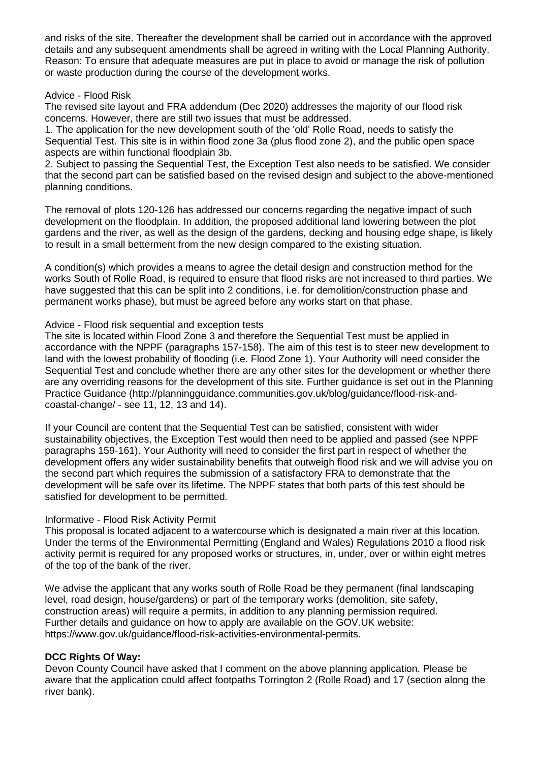and risks of the site. Thereafter the development shall be carried out in accordance with the approved details and any subsequent amendments shall be agreed in writing with the Local Planning Authority. Reason: To ensure that adequate measures are put in place to avoid or manage the risk of pollution or waste production during the course of the development works.

Advice - Flood Risk
The revised site layout and FRA addendum (Dec 2020) addresses the majority of our flood risk concerns. However, there are still two issues that must be addressed.
1. The application for the new development south of the 'old' Rolle Road, needs to satisfy the Sequential Test. This site is in within flood zone 3a (plus flood zone 2), and the public open space aspects are within functional floodplain 3b.
2. Subject to passing the Sequential Test, the Exception Test also needs to be satisfied. We consider that the second part can be satisfied based on the revised design and subject to the above-mentioned planning conditions.

The removal of plots 120-126 has addressed our concerns regarding the negative impact of such development on the floodplain. In addition, the proposed additional land lowering between the plot gardens and the river, as well as the design of the gardens, decking and housing edge shape, is likely to result in a small betterment from the new design compared to the existing situation.

A condition(s) which provides a means to agree the detail design and construction method for the works South of Rolle Road, is required to ensure that flood risks are not increased to third parties. We have suggested that this can be split into 2 conditions, i.e. for demolition/construction phase and permanent works phase), but must be agreed before any works start on that phase.

Advice - Flood risk sequential and exception tests
The site is located within Flood Zone 3 and therefore the Sequential Test must be applied in accordance with the NPPF (paragraphs 157-158). The aim of this test is to steer new development to land with the lowest probability of flooding (i.e. Flood Zone 1). Your Authority will need consider the Sequential Test and conclude whether there are any other sites for the development or whether there are any overriding reasons for the development of this site. Further guidance is set out in the Planning Practice Guidance (http://planningguidance.communities.gov.uk/blog/guidance/flood-risk-and-coastal-change/ - see 11, 12, 13 and 14).

If your Council are content that the Sequential Test can be satisfied, consistent with wider sustainability objectives, the Exception Test would then need to be applied and passed (see NPPF paragraphs 159-161). Your Authority will need to consider the first part in respect of whether the development offers any wider sustainability benefits that outweigh flood risk and we will advise you on the second part which requires the submission of a satisfactory FRA to demonstrate that the development will be safe over its lifetime. The NPPF states that both parts of this test should be satisfied for development to be permitted.

Informative - Flood Risk Activity Permit
This proposal is located adjacent to a watercourse which is designated a main river at this location. Under the terms of the Environmental Permitting (England and Wales) Regulations 2010 a flood risk activity permit is required for any proposed works or structures, in, under, over or within eight metres of the top of the bank of the river.

We advise the applicant that any works south of Rolle Road be they permanent (final landscaping level, road design, house/gardens) or part of the temporary works (demolition, site safety, construction areas) will require a permits, in addition to any planning permission required. Further details and guidance on how to apply are available on the GOV.UK website: https://www.gov.uk/guidance/flood-risk-activities-environmental-permits.

**DCC Rights Of Way:**
Devon County Council have asked that I comment on the above planning application. Please be aware that the application could affect footpaths Torrington 2 (Rolle Road) and 17 (section along the river bank).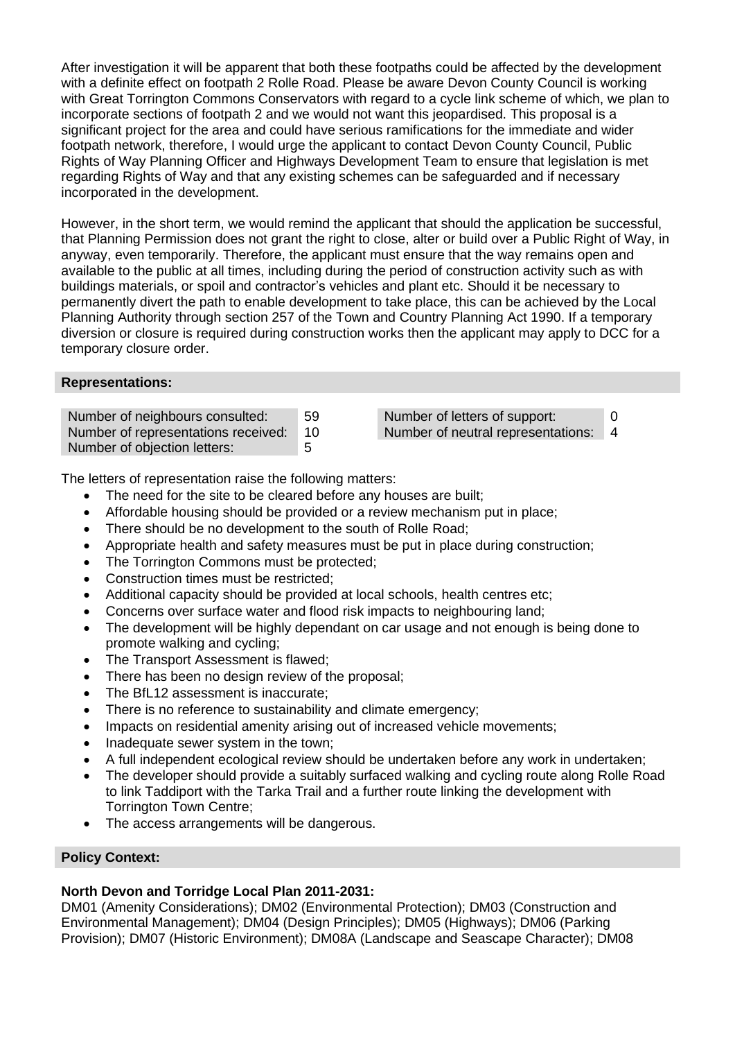After investigation it will be apparent that both these footpaths could be affected by the development with a definite effect on footpath 2 Rolle Road. Please be aware Devon County Council is working with Great Torrington Commons Conservators with regard to a cycle link scheme of which, we plan to incorporate sections of footpath 2 and we would not want this jeopardised. This proposal is a significant project for the area and could have serious ramifications for the immediate and wider footpath network, therefore, I would urge the applicant to contact Devon County Council, Public Rights of Way Planning Officer and Highways Development Team to ensure that legislation is met regarding Rights of Way and that any existing schemes can be safeguarded and if necessary incorporated in the development.

However, in the short term, we would remind the applicant that should the application be successful, that Planning Permission does not grant the right to close, alter or build over a Public Right of Way, in anyway, even temporarily. Therefore, the applicant must ensure that the way remains open and available to the public at all times, including during the period of construction activity such as with buildings materials, or spoil and contractor's vehicles and plant etc. Should it be necessary to permanently divert the path to enable development to take place, this can be achieved by the Local Planning Authority through section 257 of the Town and Country Planning Act 1990. If a temporary diversion or closure is required during construction works then the applicant may apply to DCC for a temporary closure order.

## Representations:

| | | | |
|---|---|---|---|
| Number of neighbours consulted: | 59 | Number of letters of support: | 0 |
| Number of representations received: | 10 | Number of neutral representations: | 4 |
| Number of objection letters: | 5 | | |

The letters of representation raise the following matters:

- The need for the site to be cleared before any houses are built;
- Affordable housing should be provided or a review mechanism put in place;
- There should be no development to the south of Rolle Road;
- Appropriate health and safety measures must be put in place during construction;
- The Torrington Commons must be protected;
- Construction times must be restricted;
- Additional capacity should be provided at local schools, health centres etc;
- Concerns over surface water and flood risk impacts to neighbouring land;
- The development will be highly dependant on car usage and not enough is being done to promote walking and cycling;
- The Transport Assessment is flawed;
- There has been no design review of the proposal;
- The BfL12 assessment is inaccurate;
- There is no reference to sustainability and climate emergency;
- Impacts on residential amenity arising out of increased vehicle movements;
- Inadequate sewer system in the town;
- A full independent ecological review should be undertaken before any work in undertaken;
- The developer should provide a suitably surfaced walking and cycling route along Rolle Road to link Taddiport with the Tarka Trail and a further route linking the development with Torrington Town Centre;
- The access arrangements will be dangerous.

## Policy Context:

**North Devon and Torridge Local Plan 2011-2031:**

DM01 (Amenity Considerations); DM02 (Environmental Protection); DM03 (Construction and Environmental Management); DM04 (Design Principles); DM05 (Highways); DM06 (Parking Provision); DM07 (Historic Environment); DM08A (Landscape and Seascape Character); DM08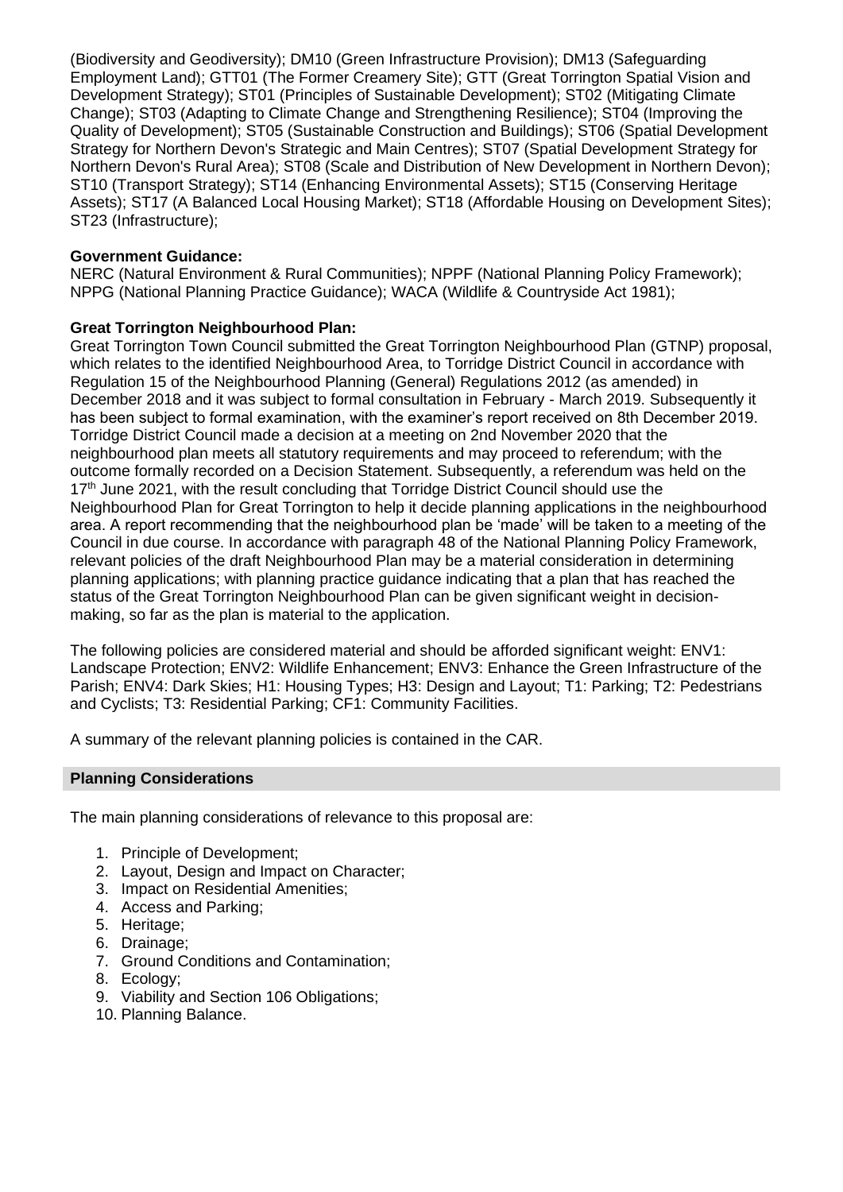(Biodiversity and Geodiversity); DM10 (Green Infrastructure Provision); DM13 (Safeguarding Employment Land); GTT01 (The Former Creamery Site); GTT (Great Torrington Spatial Vision and Development Strategy); ST01 (Principles of Sustainable Development); ST02 (Mitigating Climate Change); ST03 (Adapting to Climate Change and Strengthening Resilience); ST04 (Improving the Quality of Development); ST05 (Sustainable Construction and Buildings); ST06 (Spatial Development Strategy for Northern Devon's Strategic and Main Centres); ST07 (Spatial Development Strategy for Northern Devon's Rural Area); ST08 (Scale and Distribution of New Development in Northern Devon); ST10 (Transport Strategy); ST14 (Enhancing Environmental Assets); ST15 (Conserving Heritage Assets); ST17 (A Balanced Local Housing Market); ST18 (Affordable Housing on Development Sites); ST23 (Infrastructure);

**Government Guidance:**
NERC (Natural Environment & Rural Communities); NPPF (National Planning Policy Framework); NPPG (National Planning Practice Guidance); WACA (Wildlife & Countryside Act 1981);

**Great Torrington Neighbourhood Plan:**
Great Torrington Town Council submitted the Great Torrington Neighbourhood Plan (GTNP) proposal, which relates to the identified Neighbourhood Area, to Torridge District Council in accordance with Regulation 15 of the Neighbourhood Planning (General) Regulations 2012 (as amended) in December 2018 and it was subject to formal consultation in February - March 2019. Subsequently it has been subject to formal examination, with the examiner's report received on 8th December 2019. Torridge District Council made a decision at a meeting on 2nd November 2020 that the neighbourhood plan meets all statutory requirements and may proceed to referendum; with the outcome formally recorded on a Decision Statement. Subsequently, a referendum was held on the 17th June 2021, with the result concluding that Torridge District Council should use the Neighbourhood Plan for Great Torrington to help it decide planning applications in the neighbourhood area. A report recommending that the neighbourhood plan be 'made' will be taken to a meeting of the Council in due course. In accordance with paragraph 48 of the National Planning Policy Framework, relevant policies of the draft Neighbourhood Plan may be a material consideration in determining planning applications; with planning practice guidance indicating that a plan that has reached the status of the Great Torrington Neighbourhood Plan can be given significant weight in decision-making, so far as the plan is material to the application.

The following policies are considered material and should be afforded significant weight: ENV1: Landscape Protection; ENV2: Wildlife Enhancement; ENV3: Enhance the Green Infrastructure of the Parish; ENV4: Dark Skies; H1: Housing Types; H3: Design and Layout; T1: Parking; T2: Pedestrians and Cyclists; T3: Residential Parking; CF1: Community Facilities.

A summary of the relevant planning policies is contained in the CAR.

## Planning Considerations

The main planning considerations of relevance to this proposal are:

1. Principle of Development;
2. Layout, Design and Impact on Character;
3. Impact on Residential Amenities;
4. Access and Parking;
5. Heritage;
6. Drainage;
7. Ground Conditions and Contamination;
8. Ecology;
9. Viability and Section 106 Obligations;
10. Planning Balance.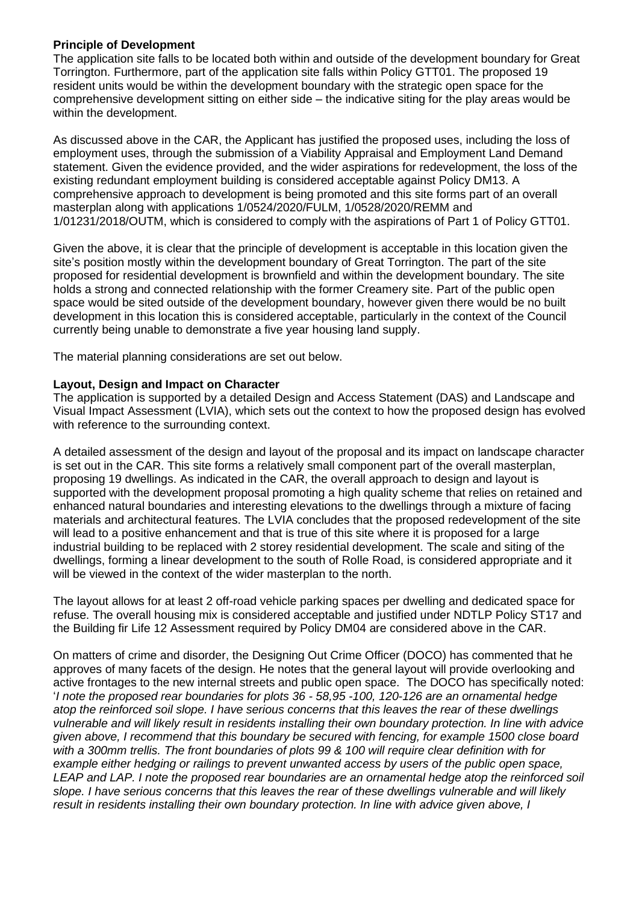**Principle of Development**

The application site falls to be located both within and outside of the development boundary for Great Torrington. Furthermore, part of the application site falls within Policy GTT01. The proposed 19 resident units would be within the development boundary with the strategic open space for the comprehensive development sitting on either side – the indicative siting for the play areas would be within the development.

As discussed above in the CAR, the Applicant has justified the proposed uses, including the loss of employment uses, through the submission of a Viability Appraisal and Employment Land Demand statement. Given the evidence provided, and the wider aspirations for redevelopment, the loss of the existing redundant employment building is considered acceptable against Policy DM13. A comprehensive approach to development is being promoted and this site forms part of an overall masterplan along with applications 1/0524/2020/FULM, 1/0528/2020/REMM and 1/01231/2018/OUTM, which is considered to comply with the aspirations of Part 1 of Policy GTT01.

Given the above, it is clear that the principle of development is acceptable in this location given the site's position mostly within the development boundary of Great Torrington. The part of the site proposed for residential development is brownfield and within the development boundary. The site holds a strong and connected relationship with the former Creamery site. Part of the public open space would be sited outside of the development boundary, however given there would be no built development in this location this is considered acceptable, particularly in the context of the Council currently being unable to demonstrate a five year housing land supply.

The material planning considerations are set out below.

**Layout, Design and Impact on Character**

The application is supported by a detailed Design and Access Statement (DAS) and Landscape and Visual Impact Assessment (LVIA), which sets out the context to how the proposed design has evolved with reference to the surrounding context.

A detailed assessment of the design and layout of the proposal and its impact on landscape character is set out in the CAR. This site forms a relatively small component part of the overall masterplan, proposing 19 dwellings. As indicated in the CAR, the overall approach to design and layout is supported with the development proposal promoting a high quality scheme that relies on retained and enhanced natural boundaries and interesting elevations to the dwellings through a mixture of facing materials and architectural features. The LVIA concludes that the proposed redevelopment of the site will lead to a positive enhancement and that is true of this site where it is proposed for a large industrial building to be replaced with 2 storey residential development. The scale and siting of the dwellings, forming a linear development to the south of Rolle Road, is considered appropriate and it will be viewed in the context of the wider masterplan to the north.

The layout allows for at least 2 off-road vehicle parking spaces per dwelling and dedicated space for refuse. The overall housing mix is considered acceptable and justified under NDTLP Policy ST17 and the Building fir Life 12 Assessment required by Policy DM04 are considered above in the CAR.

On matters of crime and disorder, the Designing Out Crime Officer (DOCO) has commented that he approves of many facets of the design. He notes that the general layout will provide overlooking and active frontages to the new internal streets and public open space. The DOCO has specifically noted: '*I note the proposed rear boundaries for plots 36 - 58,95 -100, 120-126 are an ornamental hedge atop the reinforced soil slope. I have serious concerns that this leaves the rear of these dwellings vulnerable and will likely result in residents installing their own boundary protection. In line with advice given above, I recommend that this boundary be secured with fencing, for example 1500 close board with a 300mm trellis. The front boundaries of plots 99 & 100 will require clear definition with for example either hedging or railings to prevent unwanted access by users of the public open space, LEAP and LAP. I note the proposed rear boundaries are an ornamental hedge atop the reinforced soil slope. I have serious concerns that this leaves the rear of these dwellings vulnerable and will likely result in residents installing their own boundary protection. In line with advice given above, I*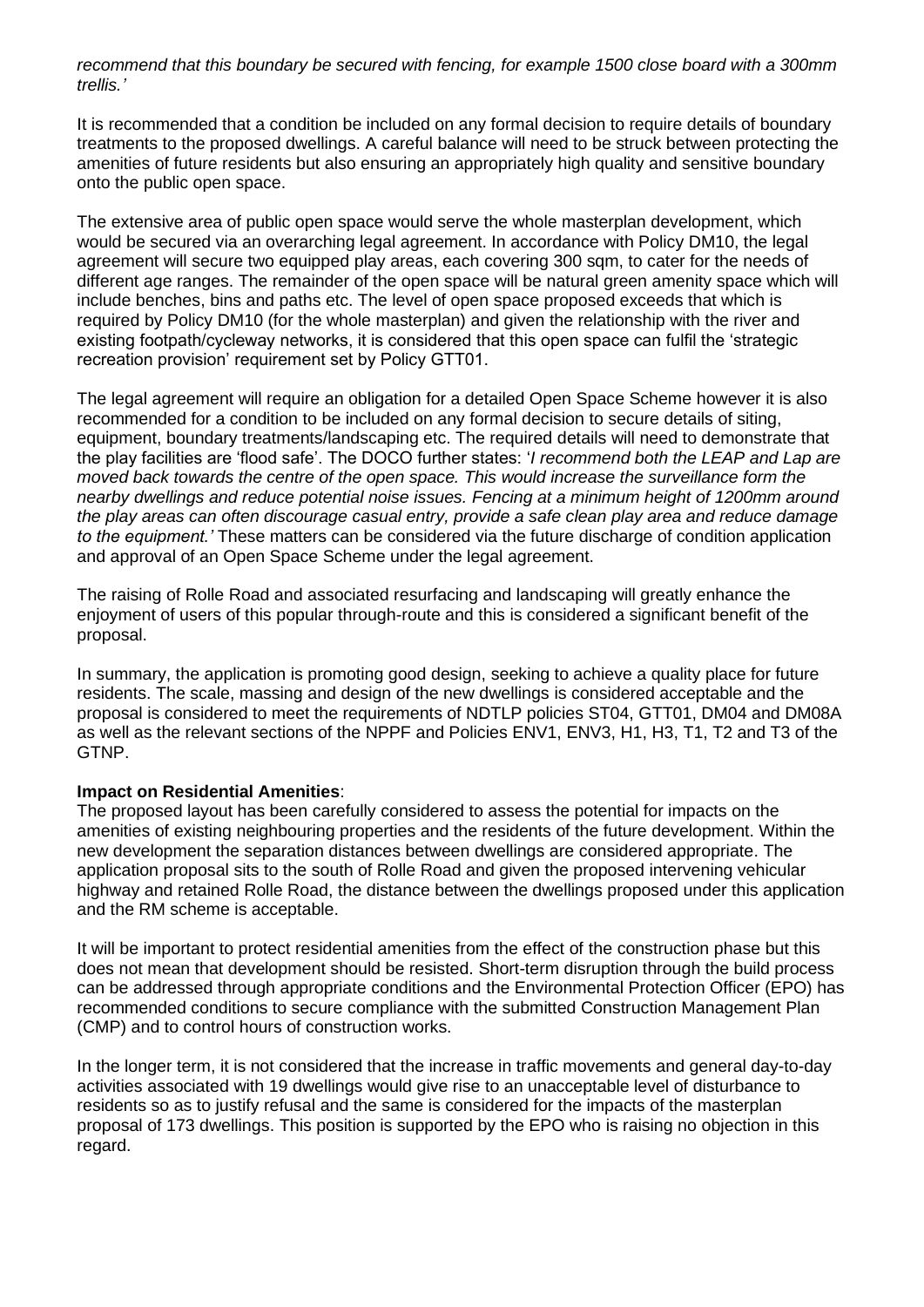*recommend that this boundary be secured with fencing, for example 1500 close board with a 300mm trellis.'*

It is recommended that a condition be included on any formal decision to require details of boundary treatments to the proposed dwellings. A careful balance will need to be struck between protecting the amenities of future residents but also ensuring an appropriately high quality and sensitive boundary onto the public open space.

The extensive area of public open space would serve the whole masterplan development, which would be secured via an overarching legal agreement. In accordance with Policy DM10, the legal agreement will secure two equipped play areas, each covering 300 sqm, to cater for the needs of different age ranges. The remainder of the open space will be natural green amenity space which will include benches, bins and paths etc. The level of open space proposed exceeds that which is required by Policy DM10 (for the whole masterplan) and given the relationship with the river and existing footpath/cycleway networks, it is considered that this open space can fulfil the 'strategic recreation provision' requirement set by Policy GTT01.

The legal agreement will require an obligation for a detailed Open Space Scheme however it is also recommended for a condition to be included on any formal decision to secure details of siting, equipment, boundary treatments/landscaping etc. The required details will need to demonstrate that the play facilities are 'flood safe'. The DOCO further states: '*I recommend both the LEAP and Lap are moved back towards the centre of the open space. This would increase the surveillance form the nearby dwellings and reduce potential noise issues. Fencing at a minimum height of 1200mm around the play areas can often discourage casual entry, provide a safe clean play area and reduce damage to the equipment.'* These matters can be considered via the future discharge of condition application and approval of an Open Space Scheme under the legal agreement.

The raising of Rolle Road and associated resurfacing and landscaping will greatly enhance the enjoyment of users of this popular through-route and this is considered a significant benefit of the proposal.

In summary, the application is promoting good design, seeking to achieve a quality place for future residents. The scale, massing and design of the new dwellings is considered acceptable and the proposal is considered to meet the requirements of NDTLP policies ST04, GTT01, DM04 and DM08A as well as the relevant sections of the NPPF and Policies ENV1, ENV3, H1, H3, T1, T2 and T3 of the GTNP.

**Impact on Residential Amenities**:

The proposed layout has been carefully considered to assess the potential for impacts on the amenities of existing neighbouring properties and the residents of the future development. Within the new development the separation distances between dwellings are considered appropriate. The application proposal sits to the south of Rolle Road and given the proposed intervening vehicular highway and retained Rolle Road, the distance between the dwellings proposed under this application and the RM scheme is acceptable.

It will be important to protect residential amenities from the effect of the construction phase but this does not mean that development should be resisted. Short-term disruption through the build process can be addressed through appropriate conditions and the Environmental Protection Officer (EPO) has recommended conditions to secure compliance with the submitted Construction Management Plan (CMP) and to control hours of construction works.

In the longer term, it is not considered that the increase in traffic movements and general day-to-day activities associated with 19 dwellings would give rise to an unacceptable level of disturbance to residents so as to justify refusal and the same is considered for the impacts of the masterplan proposal of 173 dwellings. This position is supported by the EPO who is raising no objection in this regard.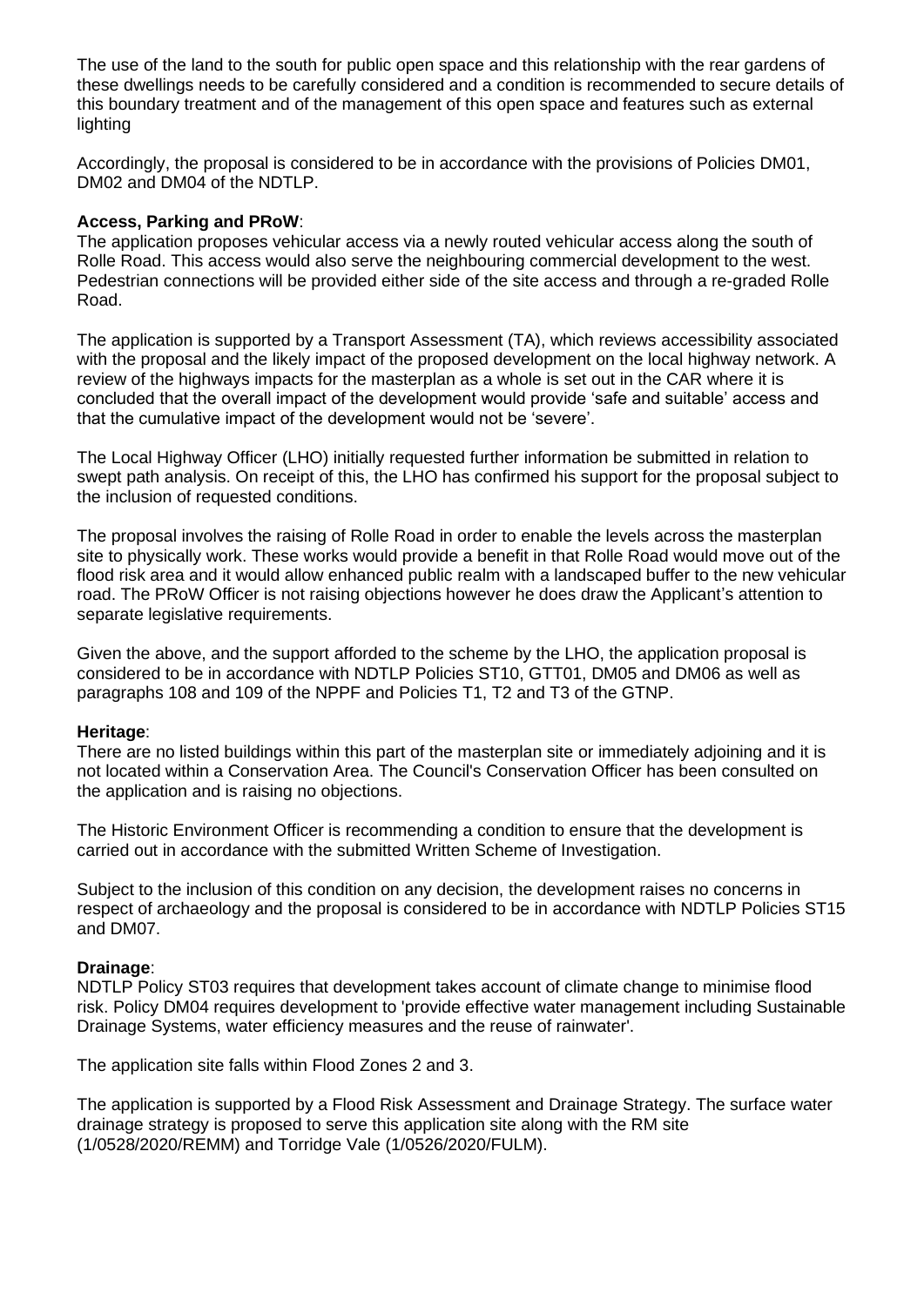The use of the land to the south for public open space and this relationship with the rear gardens of these dwellings needs to be carefully considered and a condition is recommended to secure details of this boundary treatment and of the management of this open space and features such as external lighting

Accordingly, the proposal is considered to be in accordance with the provisions of Policies DM01, DM02 and DM04 of the NDTLP.

**Access, Parking and PRoW**:
The application proposes vehicular access via a newly routed vehicular access along the south of Rolle Road. This access would also serve the neighbouring commercial development to the west. Pedestrian connections will be provided either side of the site access and through a re-graded Rolle Road.

The application is supported by a Transport Assessment (TA), which reviews accessibility associated with the proposal and the likely impact of the proposed development on the local highway network. A review of the highways impacts for the masterplan as a whole is set out in the CAR where it is concluded that the overall impact of the development would provide 'safe and suitable' access and that the cumulative impact of the development would not be 'severe'.

The Local Highway Officer (LHO) initially requested further information be submitted in relation to swept path analysis. On receipt of this, the LHO has confirmed his support for the proposal subject to the inclusion of requested conditions.

The proposal involves the raising of Rolle Road in order to enable the levels across the masterplan site to physically work. These works would provide a benefit in that Rolle Road would move out of the flood risk area and it would allow enhanced public realm with a landscaped buffer to the new vehicular road. The PRoW Officer is not raising objections however he does draw the Applicant's attention to separate legislative requirements.

Given the above, and the support afforded to the scheme by the LHO, the application proposal is considered to be in accordance with NDTLP Policies ST10, GTT01, DM05 and DM06 as well as paragraphs 108 and 109 of the NPPF and Policies T1, T2 and T3 of the GTNP.

**Heritage**:
There are no listed buildings within this part of the masterplan site or immediately adjoining and it is not located within a Conservation Area. The Council's Conservation Officer has been consulted on the application and is raising no objections.

The Historic Environment Officer is recommending a condition to ensure that the development is carried out in accordance with the submitted Written Scheme of Investigation.

Subject to the inclusion of this condition on any decision, the development raises no concerns in respect of archaeology and the proposal is considered to be in accordance with NDTLP Policies ST15 and DM07.

**Drainage**:
NDTLP Policy ST03 requires that development takes account of climate change to minimise flood risk. Policy DM04 requires development to 'provide effective water management including Sustainable Drainage Systems, water efficiency measures and the reuse of rainwater'.

The application site falls within Flood Zones 2 and 3.

The application is supported by a Flood Risk Assessment and Drainage Strategy. The surface water drainage strategy is proposed to serve this application site along with the RM site (1/0528/2020/REMM) and Torridge Vale (1/0526/2020/FULM).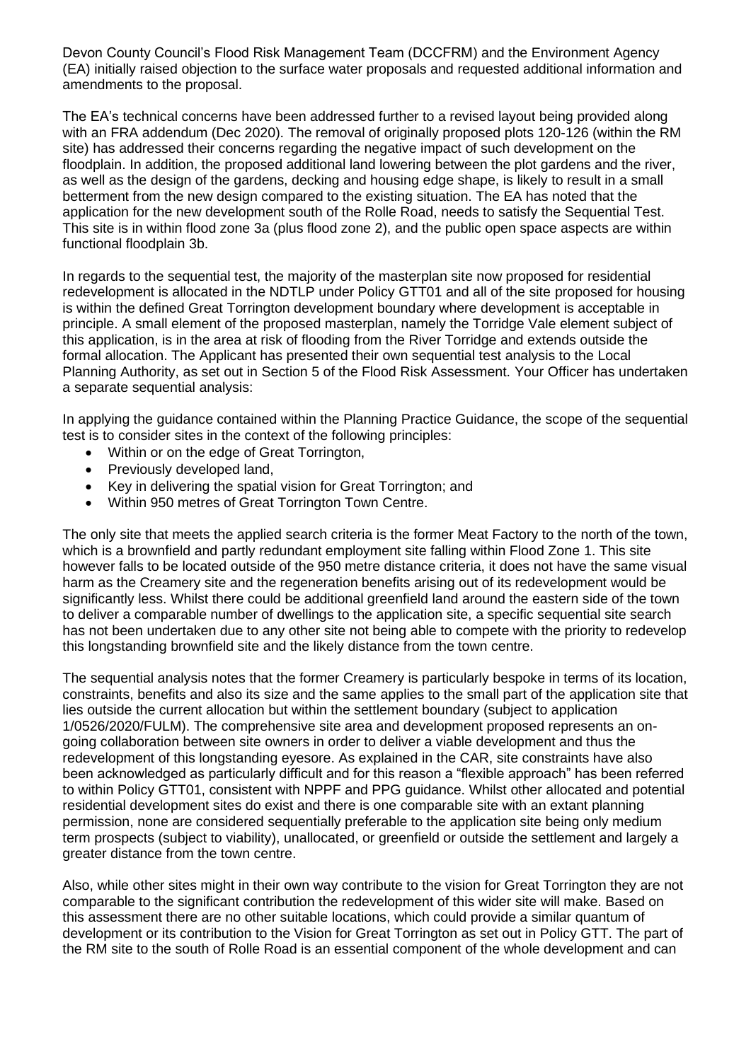Devon County Council's Flood Risk Management Team (DCCFRM) and the Environment Agency (EA) initially raised objection to the surface water proposals and requested additional information and amendments to the proposal.

The EA's technical concerns have been addressed further to a revised layout being provided along with an FRA addendum (Dec 2020). The removal of originally proposed plots 120-126 (within the RM site) has addressed their concerns regarding the negative impact of such development on the floodplain. In addition, the proposed additional land lowering between the plot gardens and the river, as well as the design of the gardens, decking and housing edge shape, is likely to result in a small betterment from the new design compared to the existing situation. The EA has noted that the application for the new development south of the Rolle Road, needs to satisfy the Sequential Test. This site is in within flood zone 3a (plus flood zone 2), and the public open space aspects are within functional floodplain 3b.

In regards to the sequential test, the majority of the masterplan site now proposed for residential redevelopment is allocated in the NDTLP under Policy GTT01 and all of the site proposed for housing is within the defined Great Torrington development boundary where development is acceptable in principle. A small element of the proposed masterplan, namely the Torridge Vale element subject of this application, is in the area at risk of flooding from the River Torridge and extends outside the formal allocation. The Applicant has presented their own sequential test analysis to the Local Planning Authority, as set out in Section 5 of the Flood Risk Assessment. Your Officer has undertaken a separate sequential analysis:

In applying the guidance contained within the Planning Practice Guidance, the scope of the sequential test is to consider sites in the context of the following principles:

- Within or on the edge of Great Torrington,
- Previously developed land,
- Key in delivering the spatial vision for Great Torrington; and
- Within 950 metres of Great Torrington Town Centre.

The only site that meets the applied search criteria is the former Meat Factory to the north of the town, which is a brownfield and partly redundant employment site falling within Flood Zone 1. This site however falls to be located outside of the 950 metre distance criteria, it does not have the same visual harm as the Creamery site and the regeneration benefits arising out of its redevelopment would be significantly less. Whilst there could be additional greenfield land around the eastern side of the town to deliver a comparable number of dwellings to the application site, a specific sequential site search has not been undertaken due to any other site not being able to compete with the priority to redevelop this longstanding brownfield site and the likely distance from the town centre.

The sequential analysis notes that the former Creamery is particularly bespoke in terms of its location, constraints, benefits and also its size and the same applies to the small part of the application site that lies outside the current allocation but within the settlement boundary (subject to application 1/0526/2020/FULM). The comprehensive site area and development proposed represents an on-going collaboration between site owners in order to deliver a viable development and thus the redevelopment of this longstanding eyesore. As explained in the CAR, site constraints have also been acknowledged as particularly difficult and for this reason a "flexible approach" has been referred to within Policy GTT01, consistent with NPPF and PPG guidance. Whilst other allocated and potential residential development sites do exist and there is one comparable site with an extant planning permission, none are considered sequentially preferable to the application site being only medium term prospects (subject to viability), unallocated, or greenfield or outside the settlement and largely a greater distance from the town centre.

Also, while other sites might in their own way contribute to the vision for Great Torrington they are not comparable to the significant contribution the redevelopment of this wider site will make. Based on this assessment there are no other suitable locations, which could provide a similar quantum of development or its contribution to the Vision for Great Torrington as set out in Policy GTT. The part of the RM site to the south of Rolle Road is an essential component of the whole development and can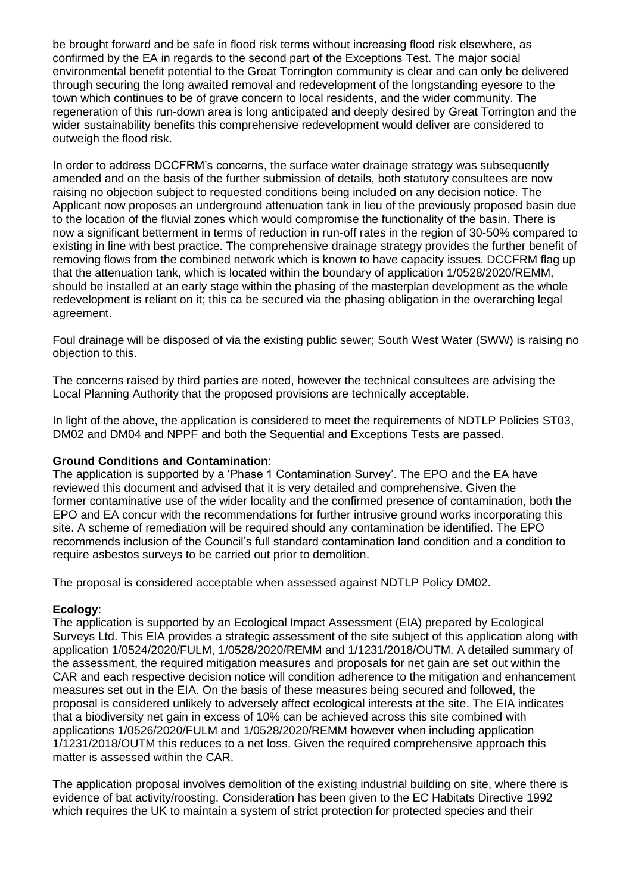be brought forward and be safe in flood risk terms without increasing flood risk elsewhere, as confirmed by the EA in regards to the second part of the Exceptions Test. The major social environmental benefit potential to the Great Torrington community is clear and can only be delivered through securing the long awaited removal and redevelopment of the longstanding eyesore to the town which continues to be of grave concern to local residents, and the wider community. The regeneration of this run-down area is long anticipated and deeply desired by Great Torrington and the wider sustainability benefits this comprehensive redevelopment would deliver are considered to outweigh the flood risk.

In order to address DCCFRM's concerns, the surface water drainage strategy was subsequently amended and on the basis of the further submission of details, both statutory consultees are now raising no objection subject to requested conditions being included on any decision notice. The Applicant now proposes an underground attenuation tank in lieu of the previously proposed basin due to the location of the fluvial zones which would compromise the functionality of the basin. There is now a significant betterment in terms of reduction in run-off rates in the region of 30-50% compared to existing in line with best practice. The comprehensive drainage strategy provides the further benefit of removing flows from the combined network which is known to have capacity issues. DCCFRM flag up that the attenuation tank, which is located within the boundary of application 1/0528/2020/REMM, should be installed at an early stage within the phasing of the masterplan development as the whole redevelopment is reliant on it; this ca be secured via the phasing obligation in the overarching legal agreement.

Foul drainage will be disposed of via the existing public sewer; South West Water (SWW) is raising no objection to this.

The concerns raised by third parties are noted, however the technical consultees are advising the Local Planning Authority that the proposed provisions are technically acceptable.

In light of the above, the application is considered to meet the requirements of NDTLP Policies ST03, DM02 and DM04 and NPPF and both the Sequential and Exceptions Tests are passed.

**Ground Conditions and Contamination**:
The application is supported by a 'Phase 1 Contamination Survey'. The EPO and the EA have reviewed this document and advised that it is very detailed and comprehensive. Given the former contaminative use of the wider locality and the confirmed presence of contamination, both the EPO and EA concur with the recommendations for further intrusive ground works incorporating this site. A scheme of remediation will be required should any contamination be identified. The EPO recommends inclusion of the Council's full standard contamination land condition and a condition to require asbestos surveys to be carried out prior to demolition.

The proposal is considered acceptable when assessed against NDTLP Policy DM02.

**Ecology**:
The application is supported by an Ecological Impact Assessment (EIA) prepared by Ecological Surveys Ltd. This EIA provides a strategic assessment of the site subject of this application along with application 1/0524/2020/FULM, 1/0528/2020/REMM and 1/1231/2018/OUTM. A detailed summary of the assessment, the required mitigation measures and proposals for net gain are set out within the CAR and each respective decision notice will condition adherence to the mitigation and enhancement measures set out in the EIA. On the basis of these measures being secured and followed, the proposal is considered unlikely to adversely affect ecological interests at the site. The EIA indicates that a biodiversity net gain in excess of 10% can be achieved across this site combined with applications 1/0526/2020/FULM and 1/0528/2020/REMM however when including application 1/1231/2018/OUTM this reduces to a net loss. Given the required comprehensive approach this matter is assessed within the CAR.

The application proposal involves demolition of the existing industrial building on site, where there is evidence of bat activity/roosting. Consideration has been given to the EC Habitats Directive 1992 which requires the UK to maintain a system of strict protection for protected species and their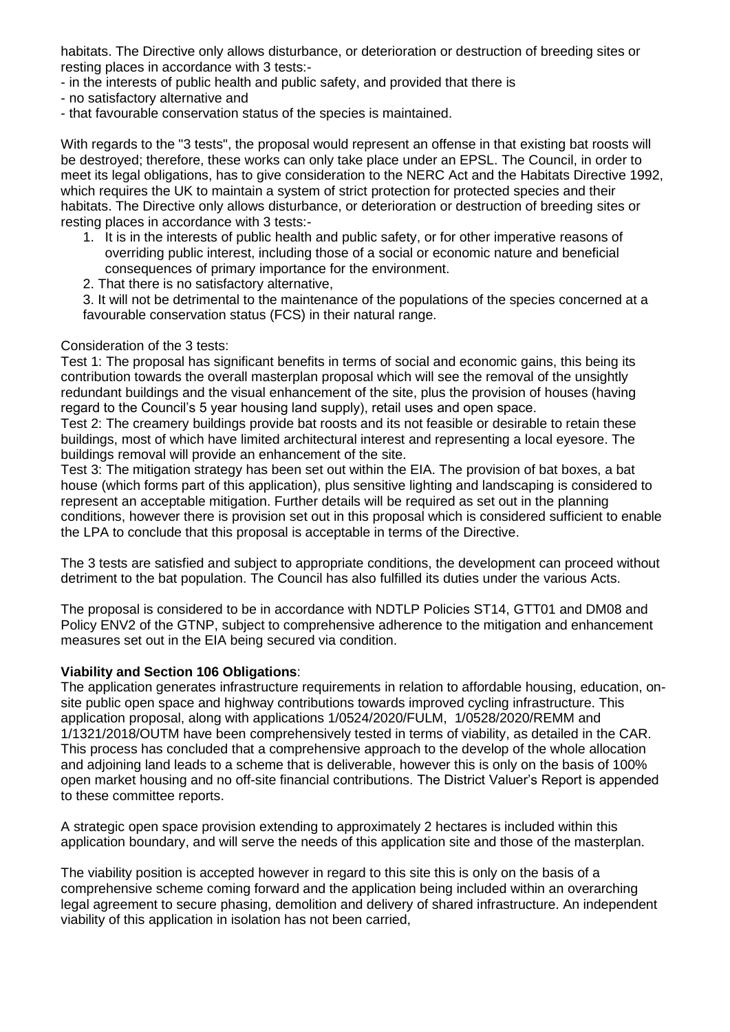habitats. The Directive only allows disturbance, or deterioration or destruction of breeding sites or resting places in accordance with 3 tests:-

- in the interests of public health and public safety, and provided that there is
- no satisfactory alternative and
- that favourable conservation status of the species is maintained.

With regards to the "3 tests", the proposal would represent an offense in that existing bat roosts will be destroyed; therefore, these works can only take place under an EPSL. The Council, in order to meet its legal obligations, has to give consideration to the NERC Act and the Habitats Directive 1992, which requires the UK to maintain a system of strict protection for protected species and their habitats. The Directive only allows disturbance, or deterioration or destruction of breeding sites or resting places in accordance with 3 tests:-

1. It is in the interests of public health and public safety, or for other imperative reasons of overriding public interest, including those of a social or economic nature and beneficial consequences of primary importance for the environment.
2. That there is no satisfactory alternative,
3. It will not be detrimental to the maintenance of the populations of the species concerned at a favourable conservation status (FCS) in their natural range.

Consideration of the 3 tests:

Test 1: The proposal has significant benefits in terms of social and economic gains, this being its contribution towards the overall masterplan proposal which will see the removal of the unsightly redundant buildings and the visual enhancement of the site, plus the provision of houses (having regard to the Council's 5 year housing land supply), retail uses and open space.

Test 2: The creamery buildings provide bat roosts and its not feasible or desirable to retain these buildings, most of which have limited architectural interest and representing a local eyesore. The buildings removal will provide an enhancement of the site.

Test 3: The mitigation strategy has been set out within the EIA. The provision of bat boxes, a bat house (which forms part of this application), plus sensitive lighting and landscaping is considered to represent an acceptable mitigation. Further details will be required as set out in the planning conditions, however there is provision set out in this proposal which is considered sufficient to enable the LPA to conclude that this proposal is acceptable in terms of the Directive.

The 3 tests are satisfied and subject to appropriate conditions, the development can proceed without detriment to the bat population. The Council has also fulfilled its duties under the various Acts.

The proposal is considered to be in accordance with NDTLP Policies ST14, GTT01 and DM08 and Policy ENV2 of the GTNP, subject to comprehensive adherence to the mitigation and enhancement measures set out in the EIA being secured via condition.

**Viability and Section 106 Obligations**:

The application generates infrastructure requirements in relation to affordable housing, education, on-site public open space and highway contributions towards improved cycling infrastructure. This application proposal, along with applications 1/0524/2020/FULM, 1/0528/2020/REMM and 1/1321/2018/OUTM have been comprehensively tested in terms of viability, as detailed in the CAR. This process has concluded that a comprehensive approach to the develop of the whole allocation and adjoining land leads to a scheme that is deliverable, however this is only on the basis of 100% open market housing and no off-site financial contributions. The District Valuer's Report is appended to these committee reports.

A strategic open space provision extending to approximately 2 hectares is included within this application boundary, and will serve the needs of this application site and those of the masterplan.

The viability position is accepted however in regard to this site this is only on the basis of a comprehensive scheme coming forward and the application being included within an overarching legal agreement to secure phasing, demolition and delivery of shared infrastructure. An independent viability of this application in isolation has not been carried,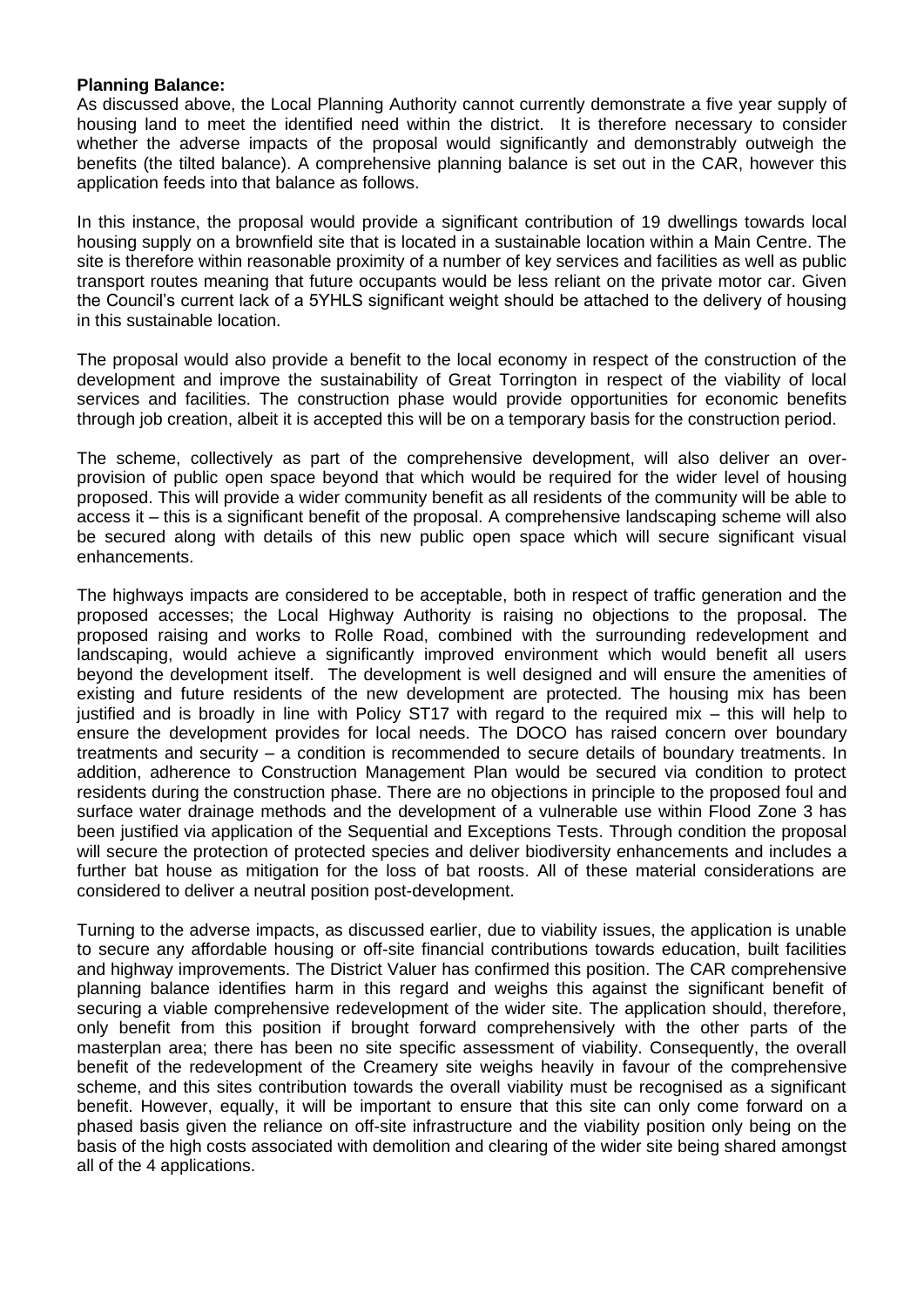**Planning Balance:**

As discussed above, the Local Planning Authority cannot currently demonstrate a five year supply of housing land to meet the identified need within the district. It is therefore necessary to consider whether the adverse impacts of the proposal would significantly and demonstrably outweigh the benefits (the tilted balance). A comprehensive planning balance is set out in the CAR, however this application feeds into that balance as follows.

In this instance, the proposal would provide a significant contribution of 19 dwellings towards local housing supply on a brownfield site that is located in a sustainable location within a Main Centre. The site is therefore within reasonable proximity of a number of key services and facilities as well as public transport routes meaning that future occupants would be less reliant on the private motor car. Given the Council's current lack of a 5YHLS significant weight should be attached to the delivery of housing in this sustainable location.

The proposal would also provide a benefit to the local economy in respect of the construction of the development and improve the sustainability of Great Torrington in respect of the viability of local services and facilities. The construction phase would provide opportunities for economic benefits through job creation, albeit it is accepted this will be on a temporary basis for the construction period.

The scheme, collectively as part of the comprehensive development, will also deliver an over-provision of public open space beyond that which would be required for the wider level of housing proposed. This will provide a wider community benefit as all residents of the community will be able to access it – this is a significant benefit of the proposal. A comprehensive landscaping scheme will also be secured along with details of this new public open space which will secure significant visual enhancements.

The highways impacts are considered to be acceptable, both in respect of traffic generation and the proposed accesses; the Local Highway Authority is raising no objections to the proposal. The proposed raising and works to Rolle Road, combined with the surrounding redevelopment and landscaping, would achieve a significantly improved environment which would benefit all users beyond the development itself. The development is well designed and will ensure the amenities of existing and future residents of the new development are protected. The housing mix has been justified and is broadly in line with Policy ST17 with regard to the required mix – this will help to ensure the development provides for local needs. The DOCO has raised concern over boundary treatments and security – a condition is recommended to secure details of boundary treatments. In addition, adherence to Construction Management Plan would be secured via condition to protect residents during the construction phase. There are no objections in principle to the proposed foul and surface water drainage methods and the development of a vulnerable use within Flood Zone 3 has been justified via application of the Sequential and Exceptions Tests. Through condition the proposal will secure the protection of protected species and deliver biodiversity enhancements and includes a further bat house as mitigation for the loss of bat roosts. All of these material considerations are considered to deliver a neutral position post-development.

Turning to the adverse impacts, as discussed earlier, due to viability issues, the application is unable to secure any affordable housing or off-site financial contributions towards education, built facilities and highway improvements. The District Valuer has confirmed this position. The CAR comprehensive planning balance identifies harm in this regard and weighs this against the significant benefit of securing a viable comprehensive redevelopment of the wider site. The application should, therefore, only benefit from this position if brought forward comprehensively with the other parts of the masterplan area; there has been no site specific assessment of viability. Consequently, the overall benefit of the redevelopment of the Creamery site weighs heavily in favour of the comprehensive scheme, and this sites contribution towards the overall viability must be recognised as a significant benefit. However, equally, it will be important to ensure that this site can only come forward on a phased basis given the reliance on off-site infrastructure and the viability position only being on the basis of the high costs associated with demolition and clearing of the wider site being shared amongst all of the 4 applications.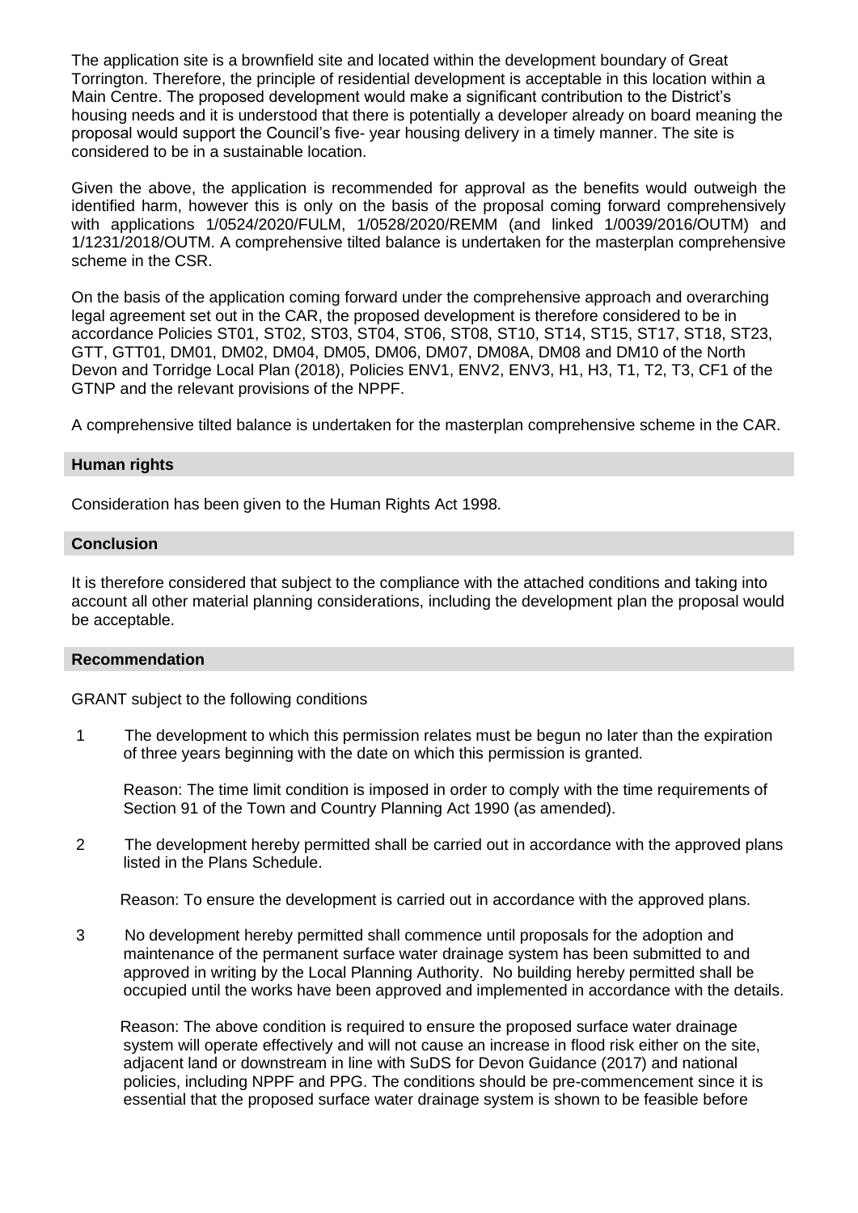The application site is a brownfield site and located within the development boundary of Great Torrington. Therefore, the principle of residential development is acceptable in this location within a Main Centre. The proposed development would make a significant contribution to the District's housing needs and it is understood that there is potentially a developer already on board meaning the proposal would support the Council's five- year housing delivery in a timely manner. The site is considered to be in a sustainable location.

Given the above, the application is recommended for approval as the benefits would outweigh the identified harm, however this is only on the basis of the proposal coming forward comprehensively with applications 1/0524/2020/FULM, 1/0528/2020/REMM (and linked 1/0039/2016/OUTM) and 1/1231/2018/OUTM. A comprehensive tilted balance is undertaken for the masterplan comprehensive scheme in the CSR.

On the basis of the application coming forward under the comprehensive approach and overarching legal agreement set out in the CAR, the proposed development is therefore considered to be in accordance Policies ST01, ST02, ST03, ST04, ST06, ST08, ST10, ST14, ST15, ST17, ST18, ST23, GTT, GTT01, DM01, DM02, DM04, DM05, DM06, DM07, DM08A, DM08 and DM10 of the North Devon and Torridge Local Plan (2018), Policies ENV1, ENV2, ENV3, H1, H3, T1, T2, T3, CF1 of the GTNP and the relevant provisions of the NPPF.

A comprehensive tilted balance is undertaken for the masterplan comprehensive scheme in the CAR.

## Human rights

Consideration has been given to the Human Rights Act 1998.

## Conclusion

It is therefore considered that subject to the compliance with the attached conditions and taking into account all other material planning considerations, including the development plan the proposal would be acceptable.

## Recommendation

GRANT subject to the following conditions

1. The development to which this permission relates must be begun no later than the expiration of three years beginning with the date on which this permission is granted.

   Reason: The time limit condition is imposed in order to comply with the time requirements of Section 91 of the Town and Country Planning Act 1990 (as amended).

2. The development hereby permitted shall be carried out in accordance with the approved plans listed in the Plans Schedule.

   Reason: To ensure the development is carried out in accordance with the approved plans.

3. No development hereby permitted shall commence until proposals for the adoption and maintenance of the permanent surface water drainage system has been submitted to and approved in writing by the Local Planning Authority. No building hereby permitted shall be occupied until the works have been approved and implemented in accordance with the details.

   Reason: The above condition is required to ensure the proposed surface water drainage system will operate effectively and will not cause an increase in flood risk either on the site, adjacent land or downstream in line with SuDS for Devon Guidance (2017) and national policies, including NPPF and PPG. The conditions should be pre-commencement since it is essential that the proposed surface water drainage system is shown to be feasible before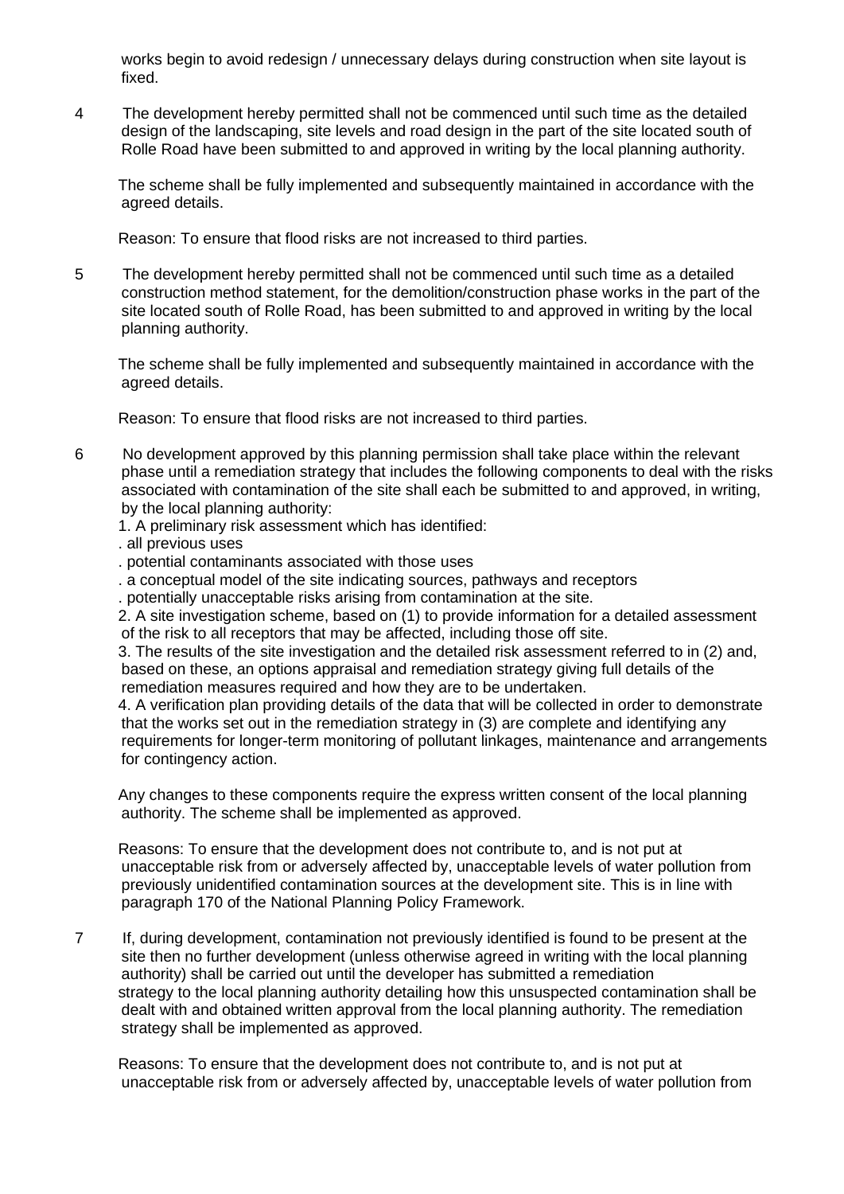works begin to avoid redesign / unnecessary delays during construction when site layout is fixed.

4 The development hereby permitted shall not be commenced until such time as the detailed design of the landscaping, site levels and road design in the part of the site located south of Rolle Road have been submitted to and approved in writing by the local planning authority.

The scheme shall be fully implemented and subsequently maintained in accordance with the agreed details.

Reason: To ensure that flood risks are not increased to third parties.

5 The development hereby permitted shall not be commenced until such time as a detailed construction method statement, for the demolition/construction phase works in the part of the site located south of Rolle Road, has been submitted to and approved in writing by the local planning authority.

The scheme shall be fully implemented and subsequently maintained in accordance with the agreed details.

Reason: To ensure that flood risks are not increased to third parties.

6 No development approved by this planning permission shall take place within the relevant phase until a remediation strategy that includes the following components to deal with the risks associated with contamination of the site shall each be submitted to and approved, in writing, by the local planning authority:

1. A preliminary risk assessment which has identified:
. all previous uses
. potential contaminants associated with those uses
. a conceptual model of the site indicating sources, pathways and receptors
. potentially unacceptable risks arising from contamination at the site.

2. A site investigation scheme, based on (1) to provide information for a detailed assessment of the risk to all receptors that may be affected, including those off site.

3. The results of the site investigation and the detailed risk assessment referred to in (2) and, based on these, an options appraisal and remediation strategy giving full details of the remediation measures required and how they are to be undertaken.

4. A verification plan providing details of the data that will be collected in order to demonstrate that the works set out in the remediation strategy in (3) are complete and identifying any requirements for longer-term monitoring of pollutant linkages, maintenance and arrangements for contingency action.

Any changes to these components require the express written consent of the local planning authority. The scheme shall be implemented as approved.

Reasons: To ensure that the development does not contribute to, and is not put at unacceptable risk from or adversely affected by, unacceptable levels of water pollution from previously unidentified contamination sources at the development site. This is in line with paragraph 170 of the National Planning Policy Framework.

7 If, during development, contamination not previously identified is found to be present at the site then no further development (unless otherwise agreed in writing with the local planning authority) shall be carried out until the developer has submitted a remediation strategy to the local planning authority detailing how this unsuspected contamination shall be dealt with and obtained written approval from the local planning authority. The remediation strategy shall be implemented as approved.

Reasons: To ensure that the development does not contribute to, and is not put at unacceptable risk from or adversely affected by, unacceptable levels of water pollution from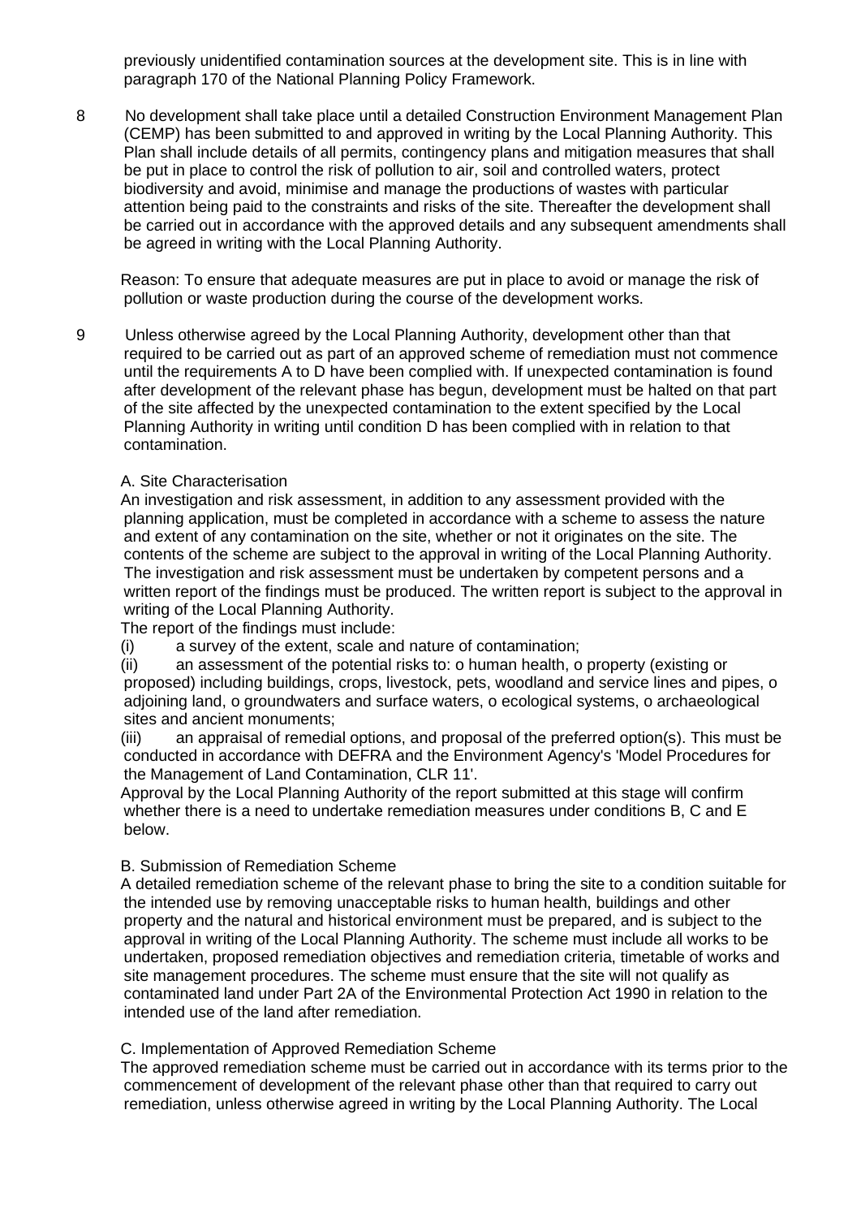previously unidentified contamination sources at the development site. This is in line with paragraph 170 of the National Planning Policy Framework.

8 No development shall take place until a detailed Construction Environment Management Plan (CEMP) has been submitted to and approved in writing by the Local Planning Authority. This Plan shall include details of all permits, contingency plans and mitigation measures that shall be put in place to control the risk of pollution to air, soil and controlled waters, protect biodiversity and avoid, minimise and manage the productions of wastes with particular attention being paid to the constraints and risks of the site. Thereafter the development shall be carried out in accordance with the approved details and any subsequent amendments shall be agreed in writing with the Local Planning Authority.

Reason: To ensure that adequate measures are put in place to avoid or manage the risk of pollution or waste production during the course of the development works.

9 Unless otherwise agreed by the Local Planning Authority, development other than that required to be carried out as part of an approved scheme of remediation must not commence until the requirements A to D have been complied with. If unexpected contamination is found after development of the relevant phase has begun, development must be halted on that part of the site affected by the unexpected contamination to the extent specified by the Local Planning Authority in writing until condition D has been complied with in relation to that contamination.

A. Site Characterisation

An investigation and risk assessment, in addition to any assessment provided with the planning application, must be completed in accordance with a scheme to assess the nature and extent of any contamination on the site, whether or not it originates on the site. The contents of the scheme are subject to the approval in writing of the Local Planning Authority. The investigation and risk assessment must be undertaken by competent persons and a written report of the findings must be produced. The written report is subject to the approval in writing of the Local Planning Authority.

The report of the findings must include:

(i) a survey of the extent, scale and nature of contamination;

(ii) an assessment of the potential risks to: o human health, o property (existing or proposed) including buildings, crops, livestock, pets, woodland and service lines and pipes, o adjoining land, o groundwaters and surface waters, o ecological systems, o archaeological sites and ancient monuments;

(iii) an appraisal of remedial options, and proposal of the preferred option(s). This must be conducted in accordance with DEFRA and the Environment Agency's 'Model Procedures for the Management of Land Contamination, CLR 11'.

Approval by the Local Planning Authority of the report submitted at this stage will confirm whether there is a need to undertake remediation measures under conditions B, C and E below.

B. Submission of Remediation Scheme

A detailed remediation scheme of the relevant phase to bring the site to a condition suitable for the intended use by removing unacceptable risks to human health, buildings and other property and the natural and historical environment must be prepared, and is subject to the approval in writing of the Local Planning Authority. The scheme must include all works to be undertaken, proposed remediation objectives and remediation criteria, timetable of works and site management procedures. The scheme must ensure that the site will not qualify as contaminated land under Part 2A of the Environmental Protection Act 1990 in relation to the intended use of the land after remediation.

C. Implementation of Approved Remediation Scheme

The approved remediation scheme must be carried out in accordance with its terms prior to the commencement of development of the relevant phase other than that required to carry out remediation, unless otherwise agreed in writing by the Local Planning Authority. The Local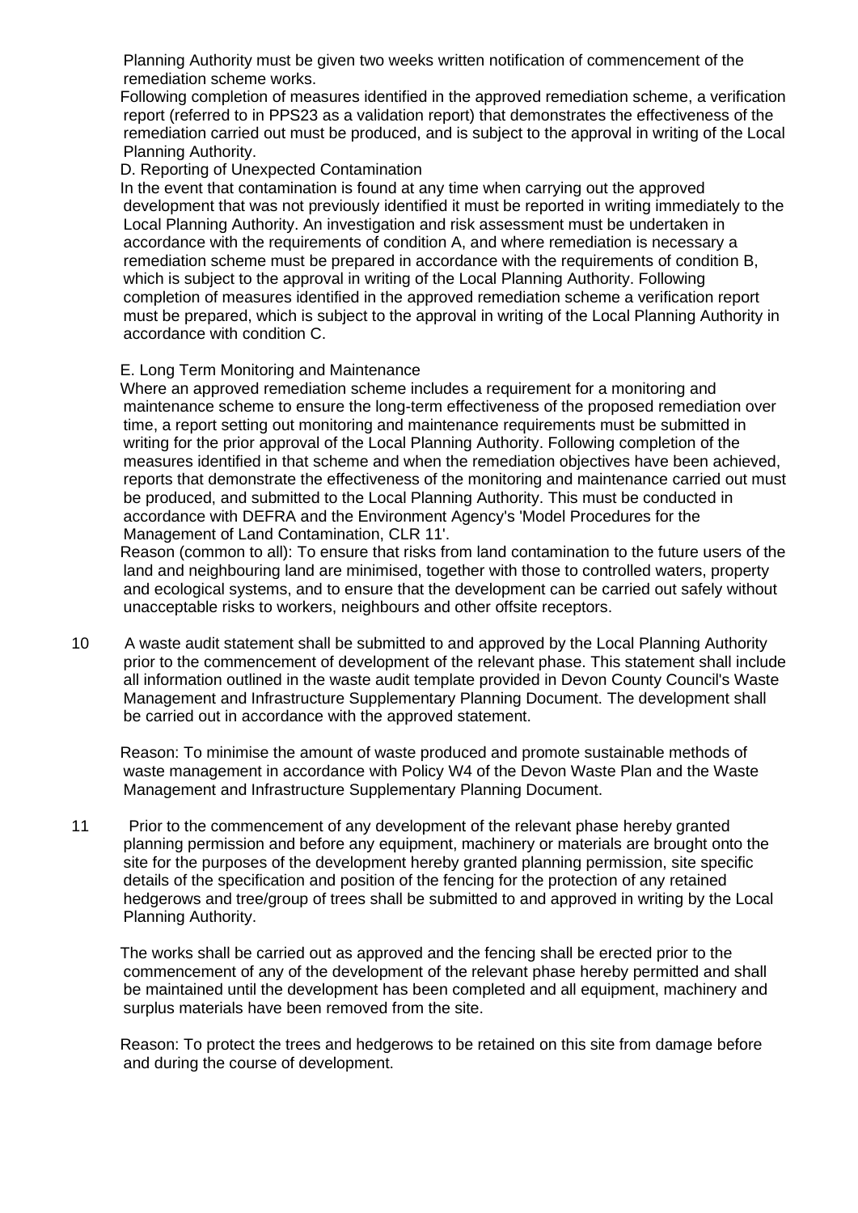Planning Authority must be given two weeks written notification of commencement of the remediation scheme works.

Following completion of measures identified in the approved remediation scheme, a verification report (referred to in PPS23 as a validation report) that demonstrates the effectiveness of the remediation carried out must be produced, and is subject to the approval in writing of the Local Planning Authority.

D. Reporting of Unexpected Contamination

In the event that contamination is found at any time when carrying out the approved development that was not previously identified it must be reported in writing immediately to the Local Planning Authority. An investigation and risk assessment must be undertaken in accordance with the requirements of condition A, and where remediation is necessary a remediation scheme must be prepared in accordance with the requirements of condition B, which is subject to the approval in writing of the Local Planning Authority. Following completion of measures identified in the approved remediation scheme a verification report must be prepared, which is subject to the approval in writing of the Local Planning Authority in accordance with condition C.

E. Long Term Monitoring and Maintenance

Where an approved remediation scheme includes a requirement for a monitoring and maintenance scheme to ensure the long-term effectiveness of the proposed remediation over time, a report setting out monitoring and maintenance requirements must be submitted in writing for the prior approval of the Local Planning Authority. Following completion of the measures identified in that scheme and when the remediation objectives have been achieved, reports that demonstrate the effectiveness of the monitoring and maintenance carried out must be produced, and submitted to the Local Planning Authority. This must be conducted in accordance with DEFRA and the Environment Agency's 'Model Procedures for the Management of Land Contamination, CLR 11'.

Reason (common to all): To ensure that risks from land contamination to the future users of the land and neighbouring land are minimised, together with those to controlled waters, property and ecological systems, and to ensure that the development can be carried out safely without unacceptable risks to workers, neighbours and other offsite receptors.

10 A waste audit statement shall be submitted to and approved by the Local Planning Authority prior to the commencement of development of the relevant phase. This statement shall include all information outlined in the waste audit template provided in Devon County Council's Waste Management and Infrastructure Supplementary Planning Document. The development shall be carried out in accordance with the approved statement.

Reason: To minimise the amount of waste produced and promote sustainable methods of waste management in accordance with Policy W4 of the Devon Waste Plan and the Waste Management and Infrastructure Supplementary Planning Document.

11 Prior to the commencement of any development of the relevant phase hereby granted planning permission and before any equipment, machinery or materials are brought onto the site for the purposes of the development hereby granted planning permission, site specific details of the specification and position of the fencing for the protection of any retained hedgerows and tree/group of trees shall be submitted to and approved in writing by the Local Planning Authority.

The works shall be carried out as approved and the fencing shall be erected prior to the commencement of any of the development of the relevant phase hereby permitted and shall be maintained until the development has been completed and all equipment, machinery and surplus materials have been removed from the site.

Reason: To protect the trees and hedgerows to be retained on this site from damage before and during the course of development.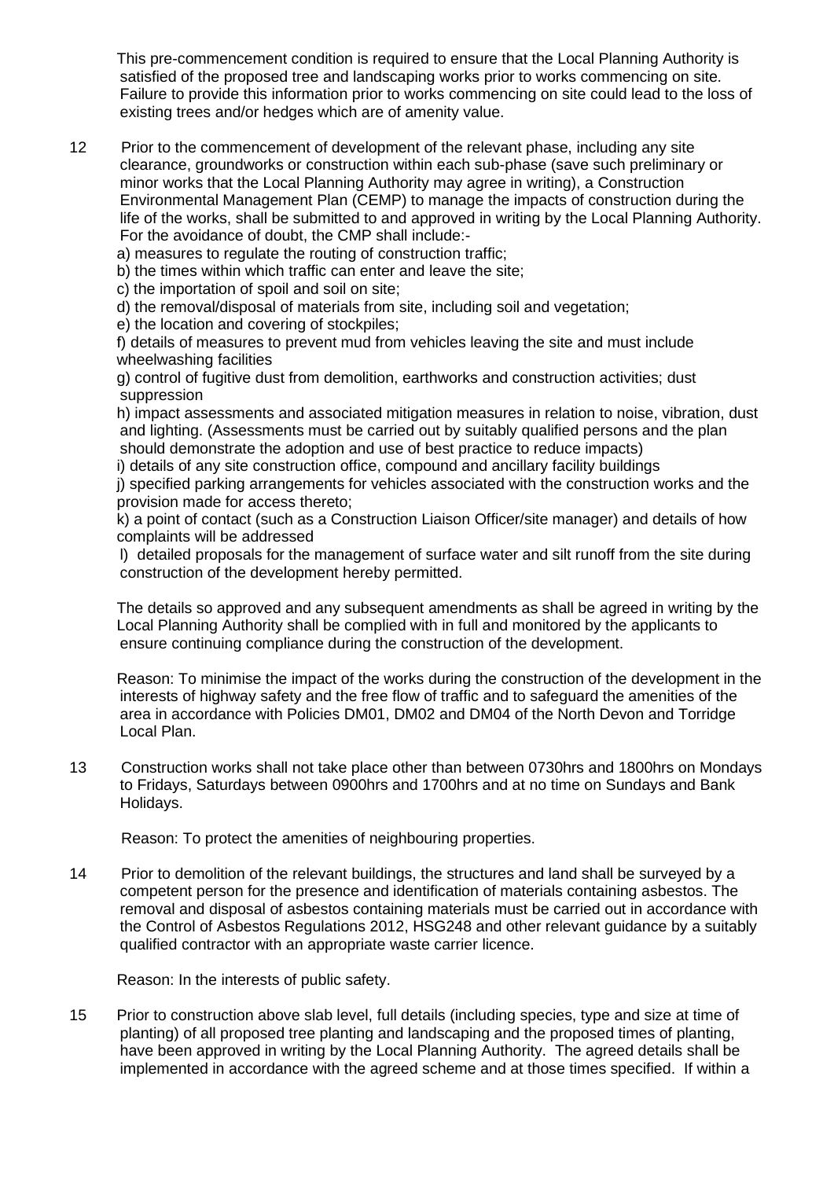This pre-commencement condition is required to ensure that the Local Planning Authority is satisfied of the proposed tree and landscaping works prior to works commencing on site. Failure to provide this information prior to works commencing on site could lead to the loss of existing trees and/or hedges which are of amenity value.

12 Prior to the commencement of development of the relevant phase, including any site clearance, groundworks or construction within each sub-phase (save such preliminary or minor works that the Local Planning Authority may agree in writing), a Construction Environmental Management Plan (CEMP) to manage the impacts of construction during the life of the works, shall be submitted to and approved in writing by the Local Planning Authority. For the avoidance of doubt, the CMP shall include:-

a) measures to regulate the routing of construction traffic;
b) the times within which traffic can enter and leave the site;
c) the importation of spoil and soil on site;
d) the removal/disposal of materials from site, including soil and vegetation;
e) the location and covering of stockpiles;
f) details of measures to prevent mud from vehicles leaving the site and must include wheelwashing facilities
g) control of fugitive dust from demolition, earthworks and construction activities; dust suppression
h) impact assessments and associated mitigation measures in relation to noise, vibration, dust and lighting. (Assessments must be carried out by suitably qualified persons and the plan should demonstrate the adoption and use of best practice to reduce impacts)
i) details of any site construction office, compound and ancillary facility buildings
j) specified parking arrangements for vehicles associated with the construction works and the provision made for access thereto;
k) a point of contact (such as a Construction Liaison Officer/site manager) and details of how complaints will be addressed
l) detailed proposals for the management of surface water and silt runoff from the site during construction of the development hereby permitted.

The details so approved and any subsequent amendments as shall be agreed in writing by the Local Planning Authority shall be complied with in full and monitored by the applicants to ensure continuing compliance during the construction of the development.

Reason: To minimise the impact of the works during the construction of the development in the interests of highway safety and the free flow of traffic and to safeguard the amenities of the area in accordance with Policies DM01, DM02 and DM04 of the North Devon and Torridge Local Plan.

13 Construction works shall not take place other than between 0730hrs and 1800hrs on Mondays to Fridays, Saturdays between 0900hrs and 1700hrs and at no time on Sundays and Bank Holidays.

Reason: To protect the amenities of neighbouring properties.

14 Prior to demolition of the relevant buildings, the structures and land shall be surveyed by a competent person for the presence and identification of materials containing asbestos. The removal and disposal of asbestos containing materials must be carried out in accordance with the Control of Asbestos Regulations 2012, HSG248 and other relevant guidance by a suitably qualified contractor with an appropriate waste carrier licence.

Reason: In the interests of public safety.

15 Prior to construction above slab level, full details (including species, type and size at time of planting) of all proposed tree planting and landscaping and the proposed times of planting, have been approved in writing by the Local Planning Authority. The agreed details shall be implemented in accordance with the agreed scheme and at those times specified. If within a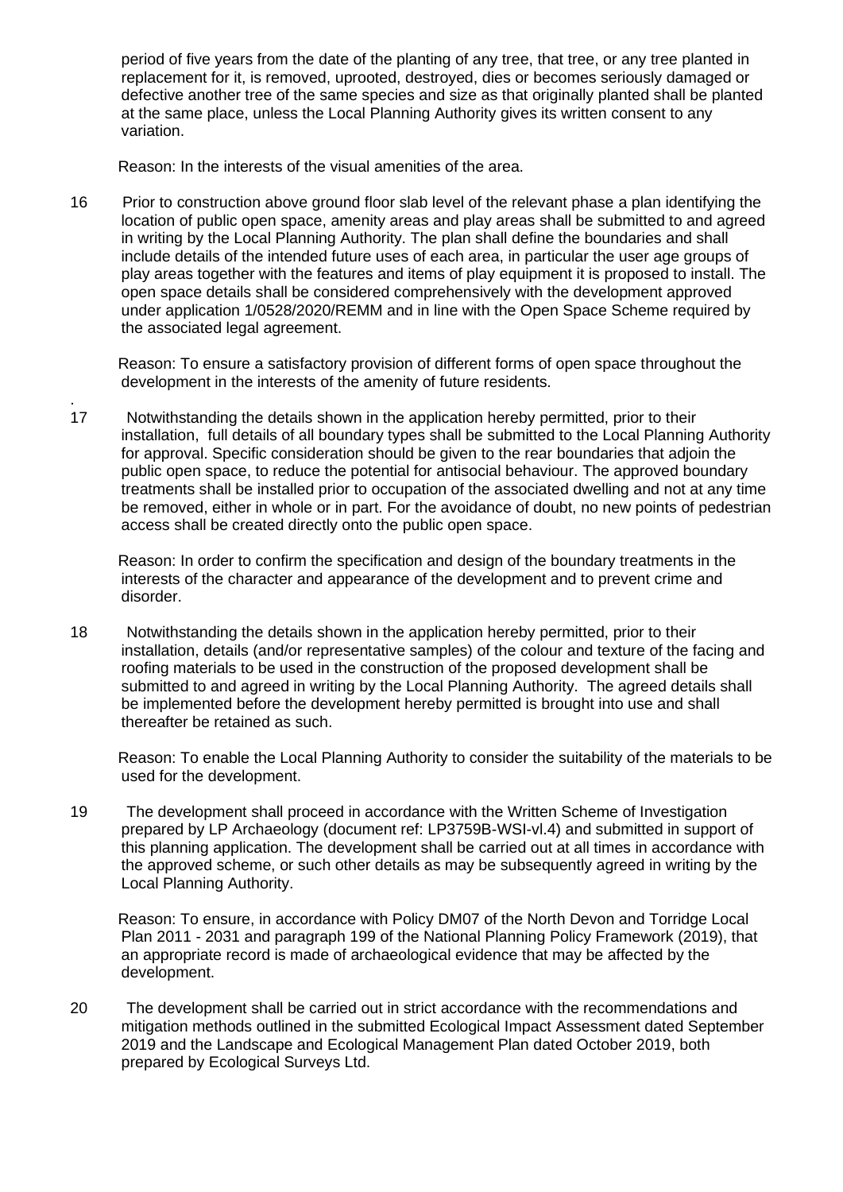period of five years from the date of the planting of any tree, that tree, or any tree planted in replacement for it, is removed, uprooted, destroyed, dies or becomes seriously damaged or defective another tree of the same species and size as that originally planted shall be planted at the same place, unless the Local Planning Authority gives its written consent to any variation.

Reason: In the interests of the visual amenities of the area.

16 Prior to construction above ground floor slab level of the relevant phase a plan identifying the location of public open space, amenity areas and play areas shall be submitted to and agreed in writing by the Local Planning Authority. The plan shall define the boundaries and shall include details of the intended future uses of each area, in particular the user age groups of play areas together with the features and items of play equipment it is proposed to install. The open space details shall be considered comprehensively with the development approved under application 1/0528/2020/REMM and in line with the Open Space Scheme required by the associated legal agreement.

Reason: To ensure a satisfactory provision of different forms of open space throughout the development in the interests of the amenity of future residents.

17 Notwithstanding the details shown in the application hereby permitted, prior to their installation, full details of all boundary types shall be submitted to the Local Planning Authority for approval. Specific consideration should be given to the rear boundaries that adjoin the public open space, to reduce the potential for antisocial behaviour. The approved boundary treatments shall be installed prior to occupation of the associated dwelling and not at any time be removed, either in whole or in part. For the avoidance of doubt, no new points of pedestrian access shall be created directly onto the public open space.

Reason: In order to confirm the specification and design of the boundary treatments in the interests of the character and appearance of the development and to prevent crime and disorder.

18 Notwithstanding the details shown in the application hereby permitted, prior to their installation, details (and/or representative samples) of the colour and texture of the facing and roofing materials to be used in the construction of the proposed development shall be submitted to and agreed in writing by the Local Planning Authority. The agreed details shall be implemented before the development hereby permitted is brought into use and shall thereafter be retained as such.

Reason: To enable the Local Planning Authority to consider the suitability of the materials to be used for the development.

19 The development shall proceed in accordance with the Written Scheme of Investigation prepared by LP Archaeology (document ref: LP3759B-WSI-vl.4) and submitted in support of this planning application. The development shall be carried out at all times in accordance with the approved scheme, or such other details as may be subsequently agreed in writing by the Local Planning Authority.

Reason: To ensure, in accordance with Policy DM07 of the North Devon and Torridge Local Plan 2011 - 2031 and paragraph 199 of the National Planning Policy Framework (2019), that an appropriate record is made of archaeological evidence that may be affected by the development.

20 The development shall be carried out in strict accordance with the recommendations and mitigation methods outlined in the submitted Ecological Impact Assessment dated September 2019 and the Landscape and Ecological Management Plan dated October 2019, both prepared by Ecological Surveys Ltd.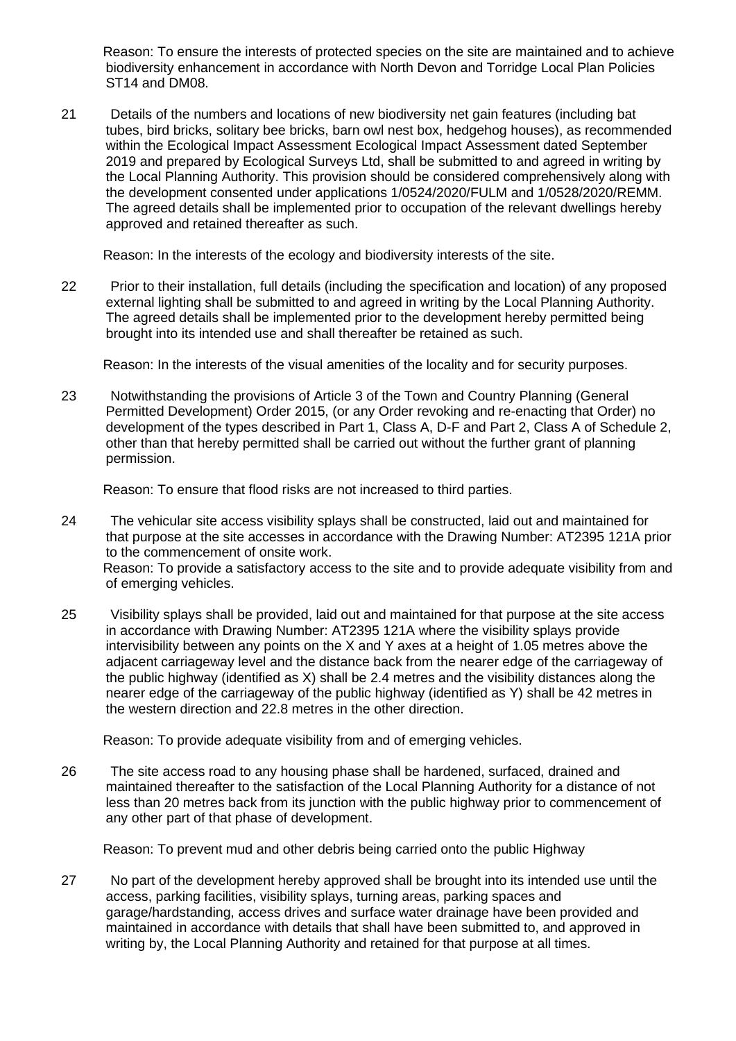Reason: To ensure the interests of protected species on the site are maintained and to achieve biodiversity enhancement in accordance with North Devon and Torridge Local Plan Policies ST14 and DM08.

21 Details of the numbers and locations of new biodiversity net gain features (including bat tubes, bird bricks, solitary bee bricks, barn owl nest box, hedgehog houses), as recommended within the Ecological Impact Assessment Ecological Impact Assessment dated September 2019 and prepared by Ecological Surveys Ltd, shall be submitted to and agreed in writing by the Local Planning Authority. This provision should be considered comprehensively along with the development consented under applications 1/0524/2020/FULM and 1/0528/2020/REMM. The agreed details shall be implemented prior to occupation of the relevant dwellings hereby approved and retained thereafter as such.

Reason: In the interests of the ecology and biodiversity interests of the site.

22 Prior to their installation, full details (including the specification and location) of any proposed external lighting shall be submitted to and agreed in writing by the Local Planning Authority. The agreed details shall be implemented prior to the development hereby permitted being brought into its intended use and shall thereafter be retained as such.

Reason: In the interests of the visual amenities of the locality and for security purposes.

23 Notwithstanding the provisions of Article 3 of the Town and Country Planning (General Permitted Development) Order 2015, (or any Order revoking and re-enacting that Order) no development of the types described in Part 1, Class A, D-F and Part 2, Class A of Schedule 2, other than that hereby permitted shall be carried out without the further grant of planning permission.

Reason: To ensure that flood risks are not increased to third parties.

24 The vehicular site access visibility splays shall be constructed, laid out and maintained for that purpose at the site accesses in accordance with the Drawing Number: AT2395 121A prior to the commencement of onsite work.
Reason: To provide a satisfactory access to the site and to provide adequate visibility from and of emerging vehicles.

25 Visibility splays shall be provided, laid out and maintained for that purpose at the site access in accordance with Drawing Number: AT2395 121A where the visibility splays provide intervisibility between any points on the X and Y axes at a height of 1.05 metres above the adjacent carriageway level and the distance back from the nearer edge of the carriageway of the public highway (identified as X) shall be 2.4 metres and the visibility distances along the nearer edge of the carriageway of the public highway (identified as Y) shall be 42 metres in the western direction and 22.8 metres in the other direction.

Reason: To provide adequate visibility from and of emerging vehicles.

26 The site access road to any housing phase shall be hardened, surfaced, drained and maintained thereafter to the satisfaction of the Local Planning Authority for a distance of not less than 20 metres back from its junction with the public highway prior to commencement of any other part of that phase of development.

Reason: To prevent mud and other debris being carried onto the public Highway

27 No part of the development hereby approved shall be brought into its intended use until the access, parking facilities, visibility splays, turning areas, parking spaces and garage/hardstanding, access drives and surface water drainage have been provided and maintained in accordance with details that shall have been submitted to, and approved in writing by, the Local Planning Authority and retained for that purpose at all times.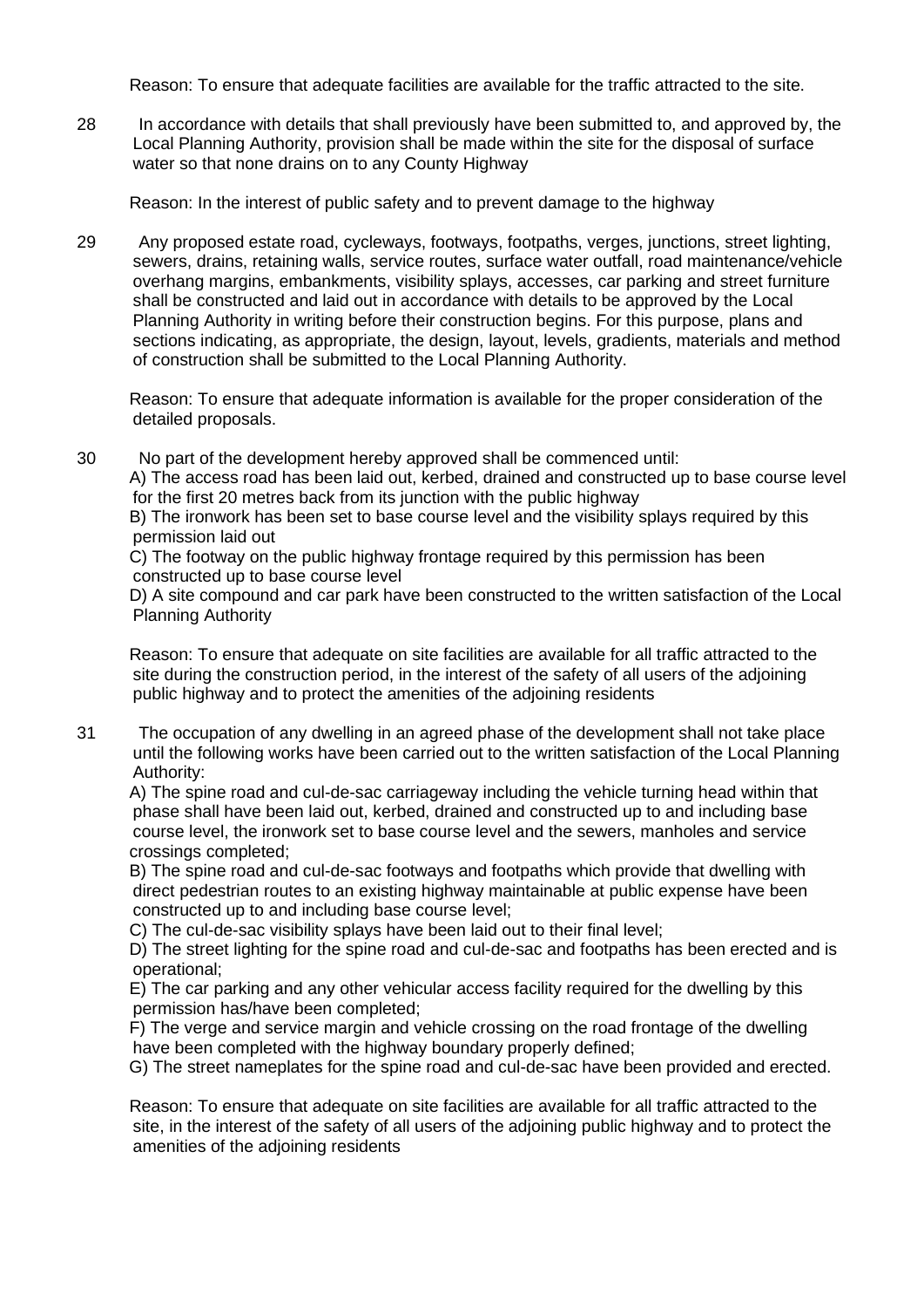Reason: To ensure that adequate facilities are available for the traffic attracted to the site.

28 In accordance with details that shall previously have been submitted to, and approved by, the Local Planning Authority, provision shall be made within the site for the disposal of surface water so that none drains on to any County Highway

Reason: In the interest of public safety and to prevent damage to the highway

29 Any proposed estate road, cycleways, footways, footpaths, verges, junctions, street lighting, sewers, drains, retaining walls, service routes, surface water outfall, road maintenance/vehicle overhang margins, embankments, visibility splays, accesses, car parking and street furniture shall be constructed and laid out in accordance with details to be approved by the Local Planning Authority in writing before their construction begins. For this purpose, plans and sections indicating, as appropriate, the design, layout, levels, gradients, materials and method of construction shall be submitted to the Local Planning Authority.

Reason: To ensure that adequate information is available for the proper consideration of the detailed proposals.

30 No part of the development hereby approved shall be commenced until:

A) The access road has been laid out, kerbed, drained and constructed up to base course level for the first 20 metres back from its junction with the public highway

B) The ironwork has been set to base course level and the visibility splays required by this permission laid out

C) The footway on the public highway frontage required by this permission has been constructed up to base course level

D) A site compound and car park have been constructed to the written satisfaction of the Local Planning Authority

Reason: To ensure that adequate on site facilities are available for all traffic attracted to the site during the construction period, in the interest of the safety of all users of the adjoining public highway and to protect the amenities of the adjoining residents

31 The occupation of any dwelling in an agreed phase of the development shall not take place until the following works have been carried out to the written satisfaction of the Local Planning Authority:

A) The spine road and cul-de-sac carriageway including the vehicle turning head within that phase shall have been laid out, kerbed, drained and constructed up to and including base course level, the ironwork set to base course level and the sewers, manholes and service crossings completed;

B) The spine road and cul-de-sac footways and footpaths which provide that dwelling with direct pedestrian routes to an existing highway maintainable at public expense have been constructed up to and including base course level;

C) The cul-de-sac visibility splays have been laid out to their final level;

D) The street lighting for the spine road and cul-de-sac and footpaths has been erected and is operational;

E) The car parking and any other vehicular access facility required for the dwelling by this permission has/have been completed;

F) The verge and service margin and vehicle crossing on the road frontage of the dwelling have been completed with the highway boundary properly defined;

G) The street nameplates for the spine road and cul-de-sac have been provided and erected.

Reason: To ensure that adequate on site facilities are available for all traffic attracted to the site, in the interest of the safety of all users of the adjoining public highway and to protect the amenities of the adjoining residents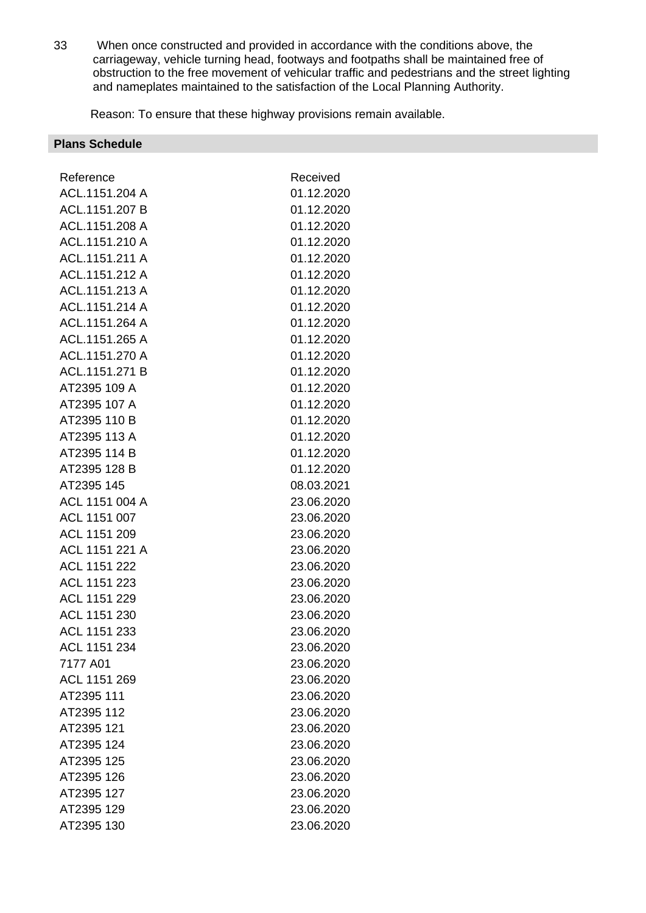33 When once constructed and provided in accordance with the conditions above, the carriageway, vehicle turning head, footways and footpaths shall be maintained free of obstruction to the free movement of vehicular traffic and pedestrians and the street lighting and nameplates maintained to the satisfaction of the Local Planning Authority.

Reason: To ensure that these highway provisions remain available.

## Plans Schedule

| Reference | Received |
|---|---|
| ACL.1151.204 A | 01.12.2020 |
| ACL.1151.207 B | 01.12.2020 |
| ACL.1151.208 A | 01.12.2020 |
| ACL.1151.210 A | 01.12.2020 |
| ACL.1151.211 A | 01.12.2020 |
| ACL.1151.212 A | 01.12.2020 |
| ACL.1151.213 A | 01.12.2020 |
| ACL.1151.214 A | 01.12.2020 |
| ACL.1151.264 A | 01.12.2020 |
| ACL.1151.265 A | 01.12.2020 |
| ACL.1151.270 A | 01.12.2020 |
| ACL.1151.271 B | 01.12.2020 |
| AT2395 109 A | 01.12.2020 |
| AT2395 107 A | 01.12.2020 |
| AT2395 110 B | 01.12.2020 |
| AT2395 113 A | 01.12.2020 |
| AT2395 114 B | 01.12.2020 |
| AT2395 128 B | 01.12.2020 |
| AT2395 145 | 08.03.2021 |
| ACL 1151 004 A | 23.06.2020 |
| ACL 1151 007 | 23.06.2020 |
| ACL 1151 209 | 23.06.2020 |
| ACL 1151 221 A | 23.06.2020 |
| ACL 1151 222 | 23.06.2020 |
| ACL 1151 223 | 23.06.2020 |
| ACL 1151 229 | 23.06.2020 |
| ACL 1151 230 | 23.06.2020 |
| ACL 1151 233 | 23.06.2020 |
| ACL 1151 234 | 23.06.2020 |
| 7177 A01 | 23.06.2020 |
| ACL 1151 269 | 23.06.2020 |
| AT2395 111 | 23.06.2020 |
| AT2395 112 | 23.06.2020 |
| AT2395 121 | 23.06.2020 |
| AT2395 124 | 23.06.2020 |
| AT2395 125 | 23.06.2020 |
| AT2395 126 | 23.06.2020 |
| AT2395 127 | 23.06.2020 |
| AT2395 129 | 23.06.2020 |
| AT2395 130 | 23.06.2020 |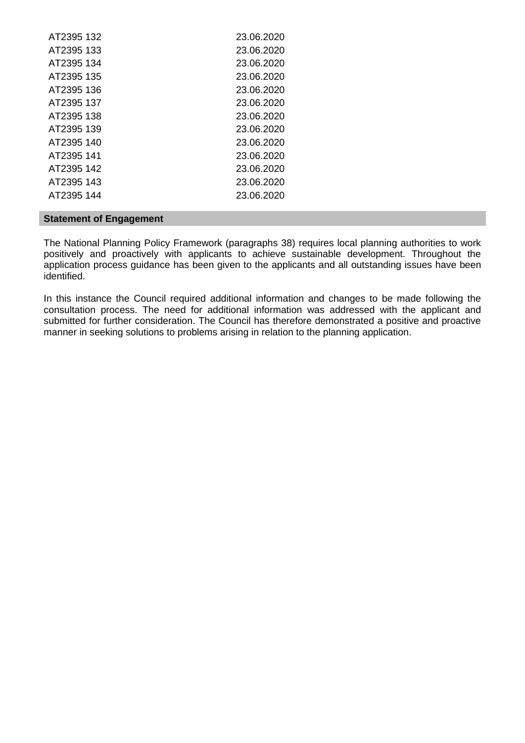| | |
|---|---|
| AT2395 132 | 23.06.2020 |
| AT2395 133 | 23.06.2020 |
| AT2395 134 | 23.06.2020 |
| AT2395 135 | 23.06.2020 |
| AT2395 136 | 23.06.2020 |
| AT2395 137 | 23.06.2020 |
| AT2395 138 | 23.06.2020 |
| AT2395 139 | 23.06.2020 |
| AT2395 140 | 23.06.2020 |
| AT2395 141 | 23.06.2020 |
| AT2395 142 | 23.06.2020 |
| AT2395 143 | 23.06.2020 |
| AT2395 144 | 23.06.2020 |

## Statement of Engagement

The National Planning Policy Framework (paragraphs 38) requires local planning authorities to work positively and proactively with applicants to achieve sustainable development. Throughout the application process guidance has been given to the applicants and all outstanding issues have been identified.

In this instance the Council required additional information and changes to be made following the consultation process. The need for additional information was addressed with the applicant and submitted for further consideration. The Council has therefore demonstrated a positive and proactive manner in seeking solutions to problems arising in relation to the planning application.